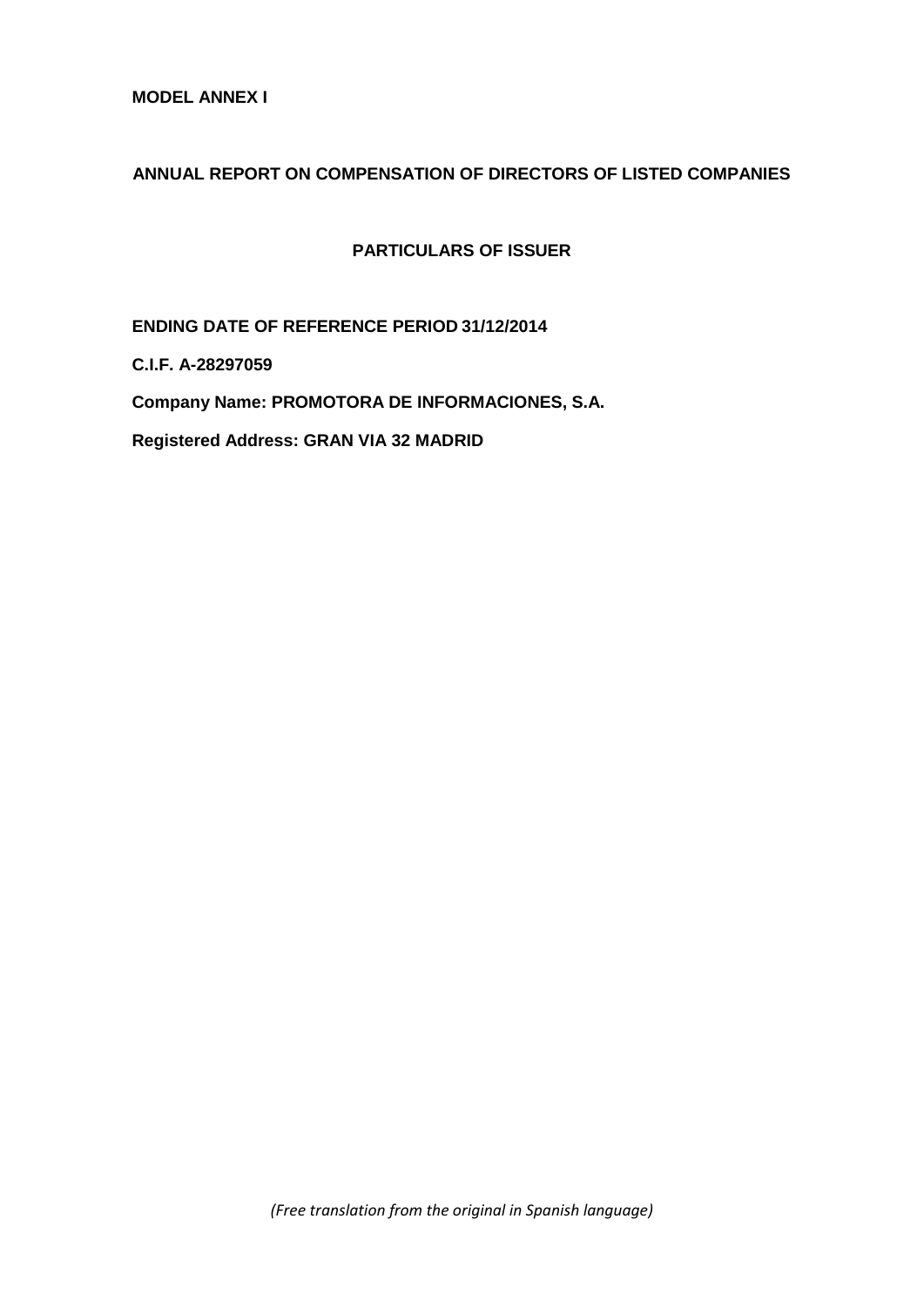**MODEL ANNEX I**

# ANNUAL REPORT ON COMPENSATION OF DIRECTORS OF LISTED COMPANIES

## PARTICULARS OF ISSUER

**ENDING DATE OF REFERENCE PERIOD 31/12/2014**

**C.I.F. A-28297059**

**Company Name: PROMOTORA DE INFORMACIONES, S.A.**

**Registered Address: GRAN VIA 32 MADRID**

*(Free translation from the original in Spanish language)*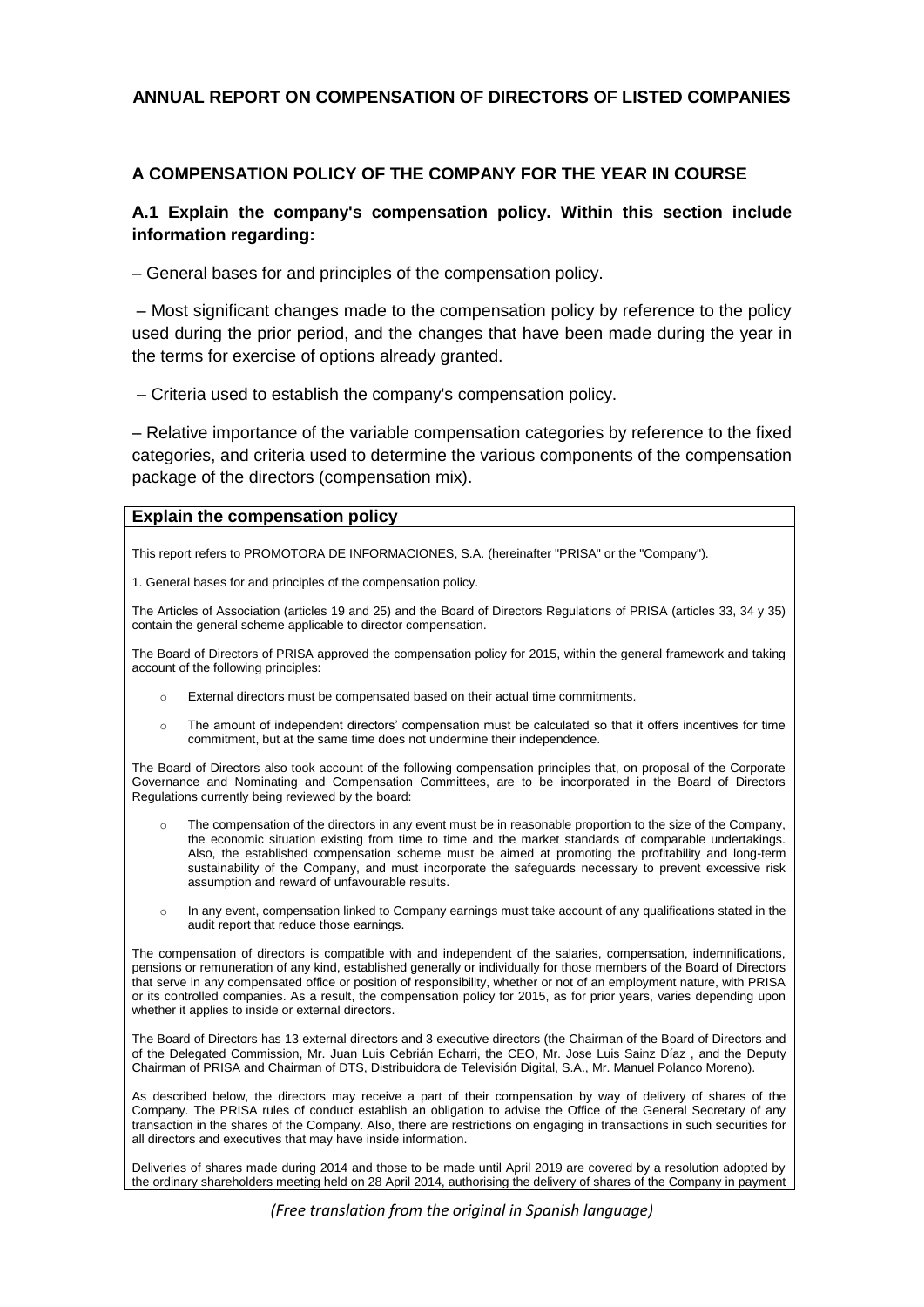## ANNUAL REPORT ON COMPENSATION OF DIRECTORS OF LISTED COMPANIES

### A COMPENSATION POLICY OF THE COMPANY FOR THE YEAR IN COURSE

#### A.1 Explain the company's compensation policy. Within this section include information regarding:

– General bases for and principles of the compensation policy.

– Most significant changes made to the compensation policy by reference to the policy used during the prior period, and the changes that have been made during the year in the terms for exercise of options already granted.

– Criteria used to establish the company's compensation policy.

– Relative importance of the variable compensation categories by reference to the fixed categories, and criteria used to determine the various components of the compensation package of the directors (compensation mix).

**Explain the compensation policy**

This report refers to PROMOTORA DE INFORMACIONES, S.A. (hereinafter "PRISA" or the "Company").

1. General bases for and principles of the compensation policy.

The Articles of Association (articles 19 and 25) and the Board of Directors Regulations of PRISA (articles 33, 34 y 35) contain the general scheme applicable to director compensation.

The Board of Directors of PRISA approved the compensation policy for 2015, within the general framework and taking account of the following principles:

- External directors must be compensated based on their actual time commitments.
- The amount of independent directors' compensation must be calculated so that it offers incentives for time commitment, but at the same time does not undermine their independence.

The Board of Directors also took account of the following compensation principles that, on proposal of the Corporate Governance and Nominating and Compensation Committees, are to be incorporated in the Board of Directors Regulations currently being reviewed by the board:

- The compensation of the directors in any event must be in reasonable proportion to the size of the Company, the economic situation existing from time to time and the market standards of comparable undertakings. Also, the established compensation scheme must be aimed at promoting the profitability and long-term sustainability of the Company, and must incorporate the safeguards necessary to prevent excessive risk assumption and reward of unfavourable results.
- In any event, compensation linked to Company earnings must take account of any qualifications stated in the audit report that reduce those earnings.

The compensation of directors is compatible with and independent of the salaries, compensation, indemnifications, pensions or remuneration of any kind, established generally or individually for those members of the Board of Directors that serve in any compensated office or position of responsibility, whether or not of an employment nature, with PRISA or its controlled companies. As a result, the compensation policy for 2015, as for prior years, varies depending upon whether it applies to inside or external directors.

The Board of Directors has 13 external directors and 3 executive directors (the Chairman of the Board of Directors and of the Delegated Commission, Mr. Juan Luis Cebrián Echarri, the CEO, Mr. Jose Luis Sainz Díaz , and the Deputy Chairman of PRISA and Chairman of DTS, Distribuidora de Televisión Digital, S.A., Mr. Manuel Polanco Moreno).

As described below, the directors may receive a part of their compensation by way of delivery of shares of the Company. The PRISA rules of conduct establish an obligation to advise the Office of the General Secretary of any transaction in the shares of the Company. Also, there are restrictions on engaging in transactions in such securities for all directors and executives that may have inside information.

Deliveries of shares made during 2014 and those to be made until April 2019 are covered by a resolution adopted by the ordinary shareholders meeting held on 28 April 2014, authorising the delivery of shares of the Company in payment

*(Free translation from the original in Spanish language)*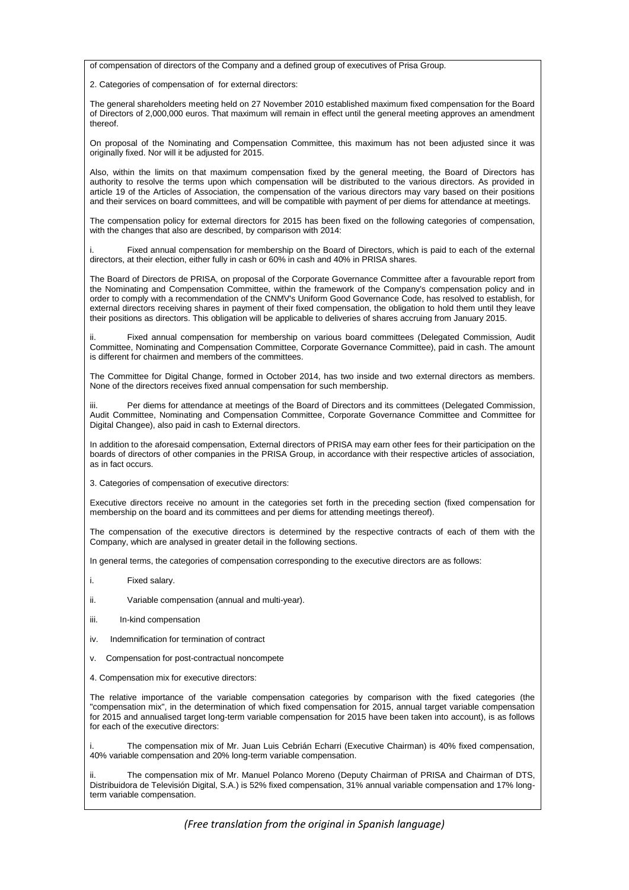of compensation of directors of the Company and a defined group of executives of Prisa Group.

2. Categories of compensation of for external directors:

The general shareholders meeting held on 27 November 2010 established maximum fixed compensation for the Board of Directors of 2,000,000 euros. That maximum will remain in effect until the general meeting approves an amendment thereof.

On proposal of the Nominating and Compensation Committee, this maximum has not been adjusted since it was originally fixed. Nor will it be adjusted for 2015.

Also, within the limits on that maximum compensation fixed by the general meeting, the Board of Directors has authority to resolve the terms upon which compensation will be distributed to the various directors. As provided in article 19 of the Articles of Association, the compensation of the various directors may vary based on their positions and their services on board committees, and will be compatible with payment of per diems for attendance at meetings.

The compensation policy for external directors for 2015 has been fixed on the following categories of compensation, with the changes that also are described, by comparison with 2014:

i. Fixed annual compensation for membership on the Board of Directors, which is paid to each of the external directors, at their election, either fully in cash or 60% in cash and 40% in PRISA shares.

The Board of Directors de PRISA, on proposal of the Corporate Governance Committee after a favourable report from the Nominating and Compensation Committee, within the framework of the Company's compensation policy and in order to comply with a recommendation of the CNMV's Uniform Good Governance Code, has resolved to establish, for external directors receiving shares in payment of their fixed compensation, the obligation to hold them until they leave their positions as directors. This obligation will be applicable to deliveries of shares accruing from January 2015.

ii. Fixed annual compensation for membership on various board committees (Delegated Commission, Audit Committee, Nominating and Compensation Committee, Corporate Governance Committee), paid in cash. The amount is different for chairmen and members of the committees.

The Committee for Digital Change, formed in October 2014, has two inside and two external directors as members. None of the directors receives fixed annual compensation for such membership.

iii. Per diems for attendance at meetings of the Board of Directors and its committees (Delegated Commission, Audit Committee, Nominating and Compensation Committee, Corporate Governance Committee and Committee for Digital Changee), also paid in cash to External directors.

In addition to the aforesaid compensation, External directors of PRISA may earn other fees for their participation on the boards of directors of other companies in the PRISA Group, in accordance with their respective articles of association, as in fact occurs.

3. Categories of compensation of executive directors:

Executive directors receive no amount in the categories set forth in the preceding section (fixed compensation for membership on the board and its committees and per diems for attending meetings thereof).

The compensation of the executive directors is determined by the respective contracts of each of them with the Company, which are analysed in greater detail in the following sections.

In general terms, the categories of compensation corresponding to the executive directors are as follows:

i. Fixed salary.

ii. Variable compensation (annual and multi-year).

iii. In-kind compensation

iv. Indemnification for termination of contract

v. Compensation for post-contractual noncompete

4. Compensation mix for executive directors:

The relative importance of the variable compensation categories by comparison with the fixed categories (the "compensation mix", in the determination of which fixed compensation for 2015, annual target variable compensation for 2015 and annualised target long-term variable compensation for 2015 have been taken into account), is as follows for each of the executive directors:

i. The compensation mix of Mr. Juan Luis Cebrián Echarri (Executive Chairman) is 40% fixed compensation, 40% variable compensation and 20% long-term variable compensation.

ii. The compensation mix of Mr. Manuel Polanco Moreno (Deputy Chairman of PRISA and Chairman of DTS, Distribuidora de Televisión Digital, S.A.) is 52% fixed compensation, 31% annual variable compensation and 17% long-term variable compensation.

*(Free translation from the original in Spanish language)*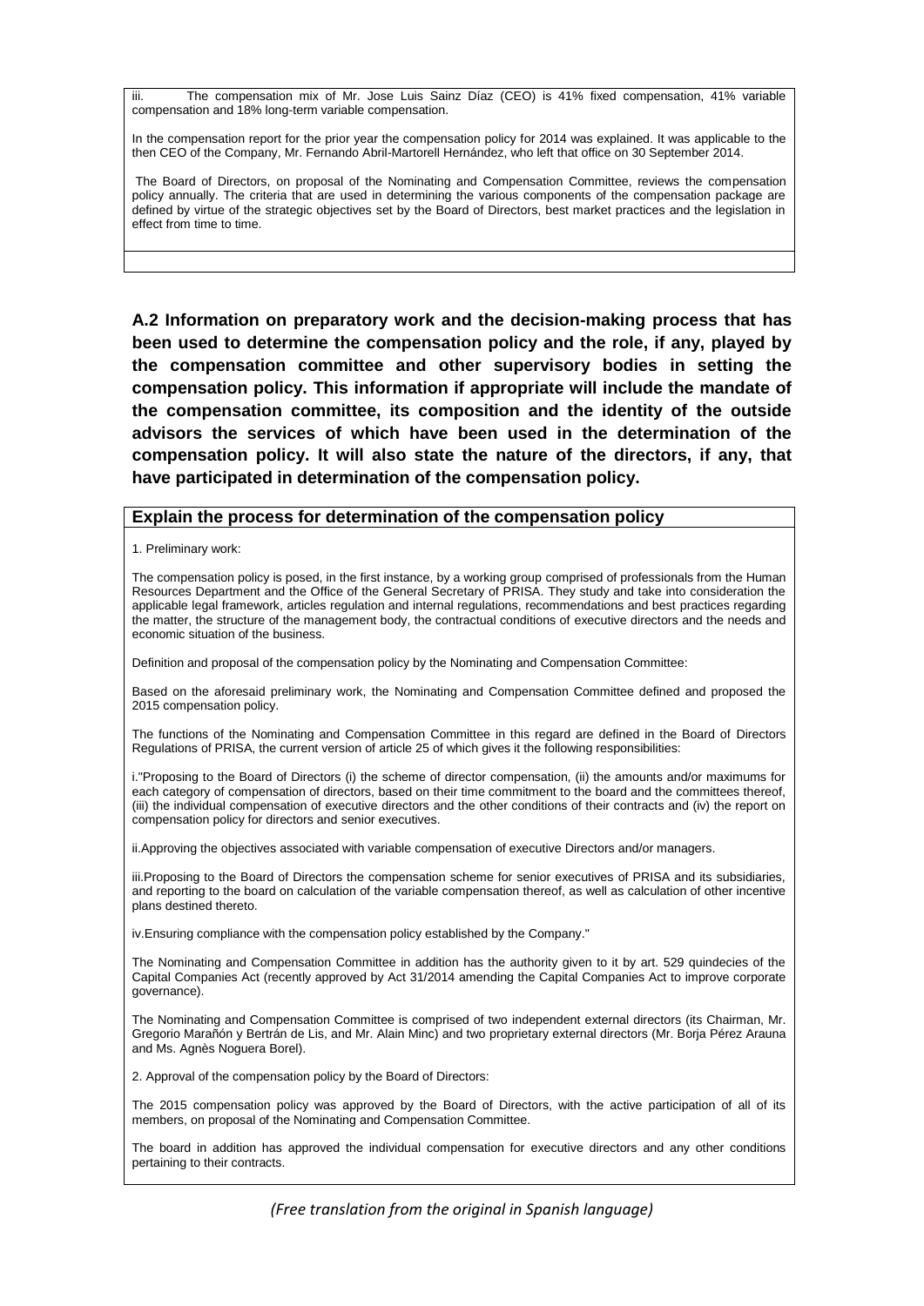iii. The compensation mix of Mr. Jose Luis Sainz Díaz (CEO) is 41% fixed compensation, 41% variable compensation and 18% long-term variable compensation.

In the compensation report for the prior year the compensation policy for 2014 was explained. It was applicable to the then CEO of the Company, Mr. Fernando Abril-Martorell Hernández, who left that office on 30 September 2014.

The Board of Directors, on proposal of the Nominating and Compensation Committee, reviews the compensation policy annually. The criteria that are used in determining the various components of the compensation package are defined by virtue of the strategic objectives set by the Board of Directors, best market practices and the legislation in effect from time to time.

**A.2 Information on preparatory work and the decision-making process that has been used to determine the compensation policy and the role, if any, played by the compensation committee and other supervisory bodies in setting the compensation policy. This information if appropriate will include the mandate of the compensation committee, its composition and the identity of the outside advisors the services of which have been used in the determination of the compensation policy. It will also state the nature of the directors, if any, that have participated in determination of the compensation policy.**

**Explain the process for determination of the compensation policy**

1. Preliminary work:

The compensation policy is posed, in the first instance, by a working group comprised of professionals from the Human Resources Department and the Office of the General Secretary of PRISA. They study and take into consideration the applicable legal framework, articles regulation and internal regulations, recommendations and best practices regarding the matter, the structure of the management body, the contractual conditions of executive directors and the needs and economic situation of the business.

Definition and proposal of the compensation policy by the Nominating and Compensation Committee:

Based on the aforesaid preliminary work, the Nominating and Compensation Committee defined and proposed the 2015 compensation policy.

The functions of the Nominating and Compensation Committee in this regard are defined in the Board of Directors Regulations of PRISA, the current version of article 25 of which gives it the following responsibilities:

i."Proposing to the Board of Directors (i) the scheme of director compensation, (ii) the amounts and/or maximums for each category of compensation of directors, based on their time commitment to the board and the committees thereof, (iii) the individual compensation of executive directors and the other conditions of their contracts and (iv) the report on compensation policy for directors and senior executives.

ii.Approving the objectives associated with variable compensation of executive Directors and/or managers.

iii.Proposing to the Board of Directors the compensation scheme for senior executives of PRISA and its subsidiaries, and reporting to the board on calculation of the variable compensation thereof, as well as calculation of other incentive plans destined thereto.

iv.Ensuring compliance with the compensation policy established by the Company."

The Nominating and Compensation Committee in addition has the authority given to it by art. 529 quindecies of the Capital Companies Act (recently approved by Act 31/2014 amending the Capital Companies Act to improve corporate governance).

The Nominating and Compensation Committee is comprised of two independent external directors (its Chairman, Mr. Gregorio Marañón y Bertrán de Lis, and Mr. Alain Minc) and two proprietary external directors (Mr. Borja Pérez Arauna and Ms. Agnès Noguera Borel).

2. Approval of the compensation policy by the Board of Directors:

The 2015 compensation policy was approved by the Board of Directors, with the active participation of all of its members, on proposal of the Nominating and Compensation Committee.

The board in addition has approved the individual compensation for executive directors and any other conditions pertaining to their contracts.

*(Free translation from the original in Spanish language)*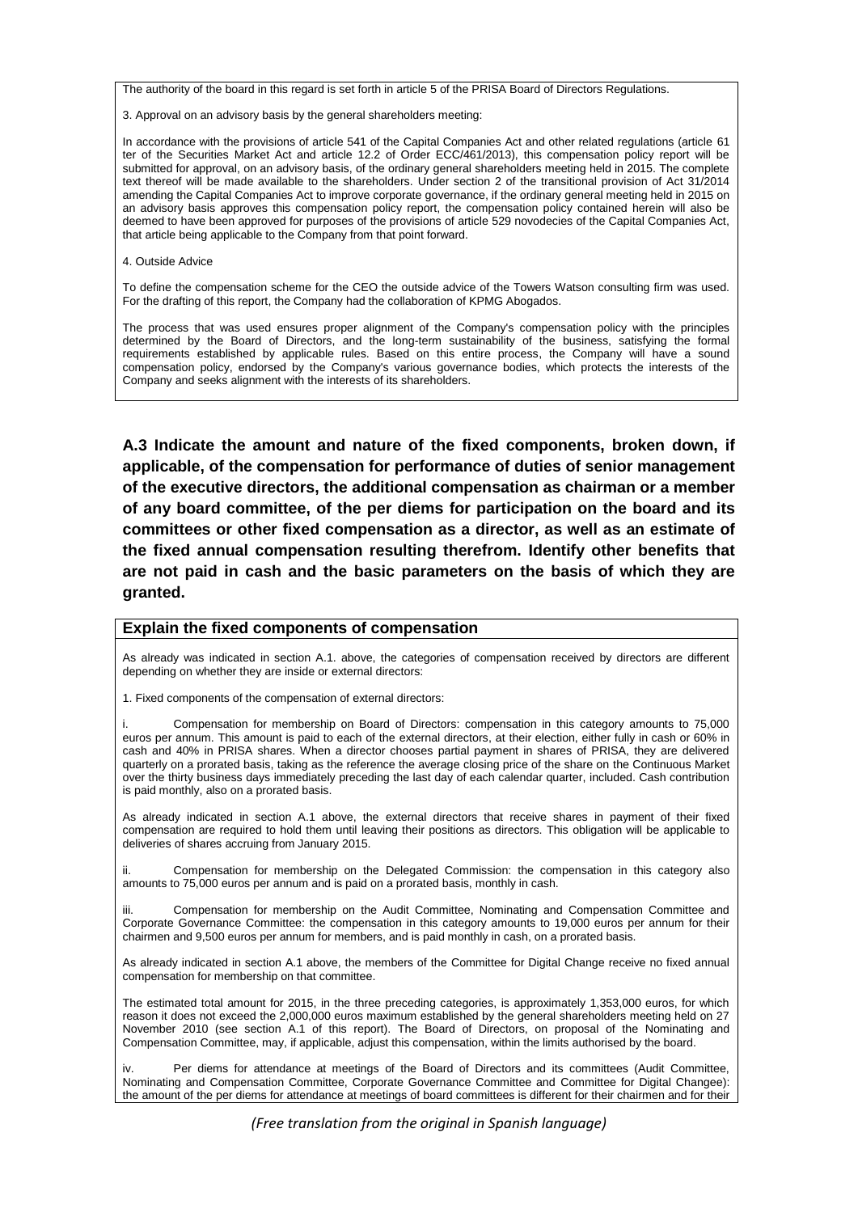The authority of the board in this regard is set forth in article 5 of the PRISA Board of Directors Regulations.

3. Approval on an advisory basis by the general shareholders meeting:

In accordance with the provisions of article 541 of the Capital Companies Act and other related regulations (article 61 ter of the Securities Market Act and article 12.2 of Order ECC/461/2013), this compensation policy report will be submitted for approval, on an advisory basis, of the ordinary general shareholders meeting held in 2015. The complete text thereof will be made available to the shareholders. Under section 2 of the transitional provision of Act 31/2014 amending the Capital Companies Act to improve corporate governance, if the ordinary general meeting held in 2015 on an advisory basis approves this compensation policy report, the compensation policy contained herein will also be deemed to have been approved for purposes of the provisions of article 529 novodecies of the Capital Companies Act, that article being applicable to the Company from that point forward.

4. Outside Advice

To define the compensation scheme for the CEO the outside advice of the Towers Watson consulting firm was used. For the drafting of this report, the Company had the collaboration of KPMG Abogados.

The process that was used ensures proper alignment of the Company's compensation policy with the principles determined by the Board of Directors, and the long-term sustainability of the business, satisfying the formal requirements established by applicable rules. Based on this entire process, the Company will have a sound compensation policy, endorsed by the Company's various governance bodies, which protects the interests of the Company and seeks alignment with the interests of its shareholders.

**A.3 Indicate the amount and nature of the fixed components, broken down, if applicable, of the compensation for performance of duties of senior management of the executive directors, the additional compensation as chairman or a member of any board committee, of the per diems for participation on the board and its committees or other fixed compensation as a director, as well as an estimate of the fixed annual compensation resulting therefrom. Identify other benefits that are not paid in cash and the basic parameters on the basis of which they are granted.**

**Explain the fixed components of compensation**

As already was indicated in section A.1. above, the categories of compensation received by directors are different depending on whether they are inside or external directors:

1. Fixed components of the compensation of external directors:

i. Compensation for membership on Board of Directors: compensation in this category amounts to 75,000 euros per annum. This amount is paid to each of the external directors, at their election, either fully in cash or 60% in cash and 40% in PRISA shares. When a director chooses partial payment in shares of PRISA, they are delivered quarterly on a prorated basis, taking as the reference the average closing price of the share on the Continuous Market over the thirty business days immediately preceding the last day of each calendar quarter, included. Cash contribution is paid monthly, also on a prorated basis.

As already indicated in section A.1 above, the external directors that receive shares in payment of their fixed compensation are required to hold them until leaving their positions as directors. This obligation will be applicable to deliveries of shares accruing from January 2015.

ii. Compensation for membership on the Delegated Commission: the compensation in this category also amounts to 75,000 euros per annum and is paid on a prorated basis, monthly in cash.

iii. Compensation for membership on the Audit Committee, Nominating and Compensation Committee and Corporate Governance Committee: the compensation in this category amounts to 19,000 euros per annum for their chairmen and 9,500 euros per annum for members, and is paid monthly in cash, on a prorated basis.

As already indicated in section A.1 above, the members of the Committee for Digital Change receive no fixed annual compensation for membership on that committee.

The estimated total amount for 2015, in the three preceding categories, is approximately 1,353,000 euros, for which reason it does not exceed the 2,000,000 euros maximum established by the general shareholders meeting held on 27 November 2010 (see section A.1 of this report). The Board of Directors, on proposal of the Nominating and Compensation Committee, may, if applicable, adjust this compensation, within the limits authorised by the board.

iv. Per diems for attendance at meetings of the Board of Directors and its committees (Audit Committee, Nominating and Compensation Committee, Corporate Governance Committee and Committee for Digital Changee): the amount of the per diems for attendance at meetings of board committees is different for their chairmen and for their

*(Free translation from the original in Spanish language)*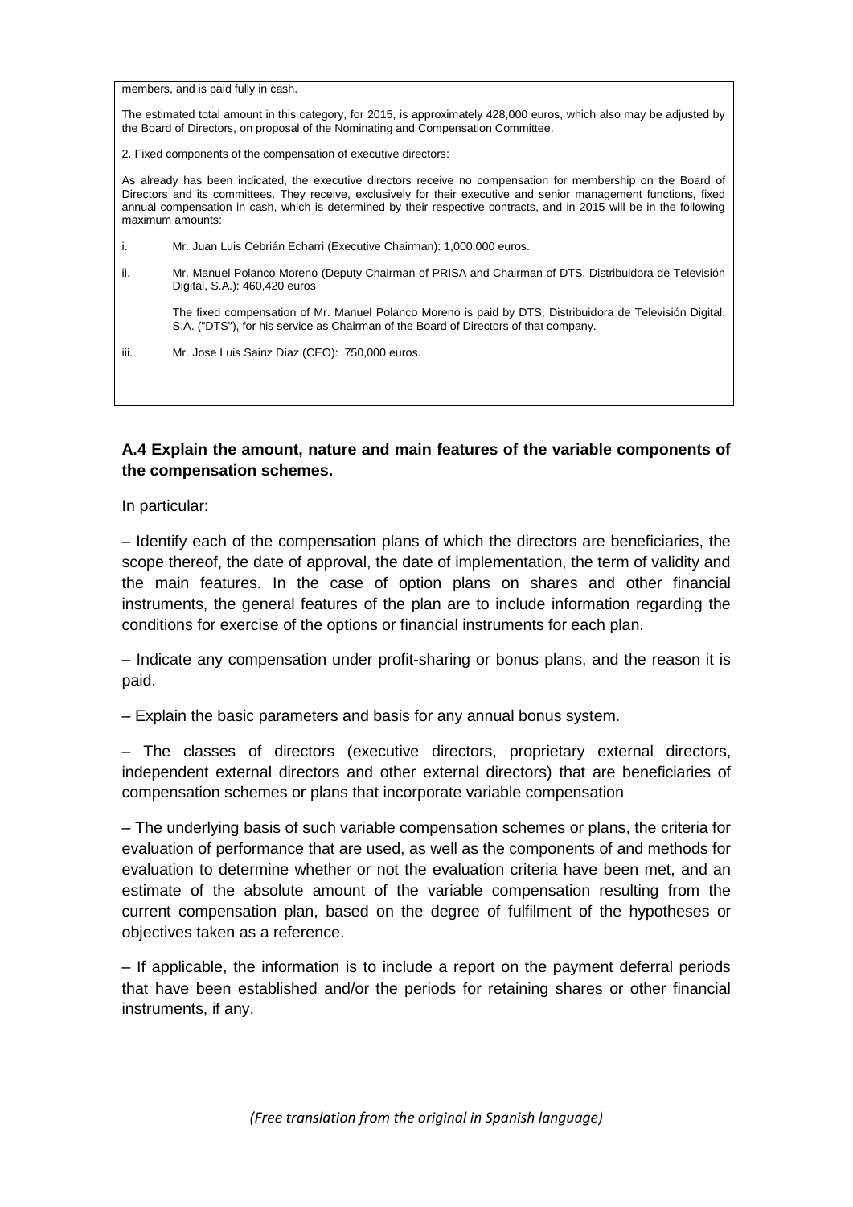members, and is paid fully in cash.

The estimated total amount in this category, for 2015, is approximately 428,000 euros, which also may be adjusted by the Board of Directors, on proposal of the Nominating and Compensation Committee.

2. Fixed components of the compensation of executive directors:

As already has been indicated, the executive directors receive no compensation for membership on the Board of Directors and its committees. They receive, exclusively for their executive and senior management functions, fixed annual compensation in cash, which is determined by their respective contracts, and in 2015 will be in the following maximum amounts:

i. Mr. Juan Luis Cebrián Echarri (Executive Chairman): 1,000,000 euros.

ii. Mr. Manuel Polanco Moreno (Deputy Chairman of PRISA and Chairman of DTS, Distribuidora de Televisión Digital, S.A.): 460,420 euros

   The fixed compensation of Mr. Manuel Polanco Moreno is paid by DTS, Distribuidora de Televisión Digital, S.A. ("DTS"), for his service as Chairman of the Board of Directors of that company.

iii. Mr. Jose Luis Sainz Díaz (CEO): 750,000 euros.

**A.4 Explain the amount, nature and main features of the variable components of the compensation schemes.**

In particular:

– Identify each of the compensation plans of which the directors are beneficiaries, the scope thereof, the date of approval, the date of implementation, the term of validity and the main features. In the case of option plans on shares and other financial instruments, the general features of the plan are to include information regarding the conditions for exercise of the options or financial instruments for each plan.

– Indicate any compensation under profit-sharing or bonus plans, and the reason it is paid.

– Explain the basic parameters and basis for any annual bonus system.

– The classes of directors (executive directors, proprietary external directors, independent external directors and other external directors) that are beneficiaries of compensation schemes or plans that incorporate variable compensation

– The underlying basis of such variable compensation schemes or plans, the criteria for evaluation of performance that are used, as well as the components of and methods for evaluation to determine whether or not the evaluation criteria have been met, and an estimate of the absolute amount of the variable compensation resulting from the current compensation plan, based on the degree of fulfilment of the hypotheses or objectives taken as a reference.

– If applicable, the information is to include a report on the payment deferral periods that have been established and/or the periods for retaining shares or other financial instruments, if any.

*(Free translation from the original in Spanish language)*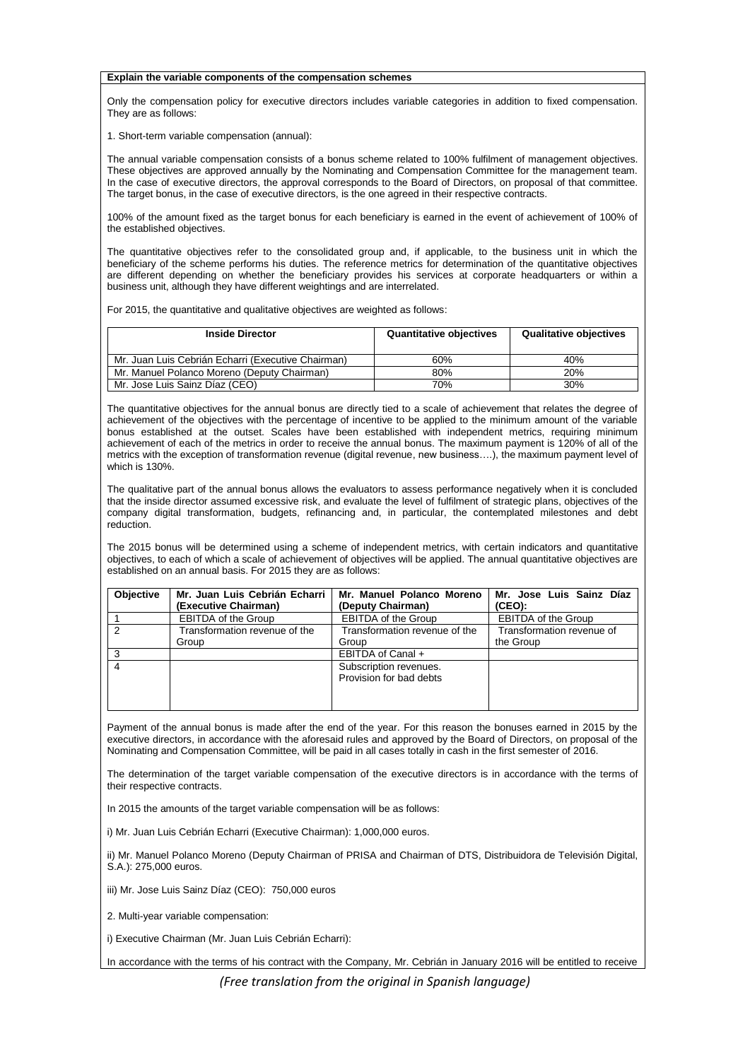**Explain the variable components of the compensation schemes**

Only the compensation policy for executive directors includes variable categories in addition to fixed compensation. They are as follows:

1. Short-term variable compensation (annual):

The annual variable compensation consists of a bonus scheme related to 100% fulfilment of management objectives. These objectives are approved annually by the Nominating and Compensation Committee for the management team. In the case of executive directors, the approval corresponds to the Board of Directors, on proposal of that committee. The target bonus, in the case of executive directors, is the one agreed in their respective contracts.

100% of the amount fixed as the target bonus for each beneficiary is earned in the event of achievement of 100% of the established objectives.

The quantitative objectives refer to the consolidated group and, if applicable, to the business unit in which the beneficiary of the scheme performs his duties. The reference metrics for determination of the quantitative objectives are different depending on whether the beneficiary provides his services at corporate headquarters or within a business unit, although they have different weightings and are interrelated.

For 2015, the quantitative and qualitative objectives are weighted as follows:

| Inside Director | Quantitative objectives | Qualitative objectives |
|---|---|---|
| Mr. Juan Luis Cebrián Echarri (Executive Chairman) | 60% | 40% |
| Mr. Manuel Polanco Moreno (Deputy Chairman) | 80% | 20% |
| Mr. Jose Luis Sainz Díaz (CEO) | 70% | 30% |

The quantitative objectives for the annual bonus are directly tied to a scale of achievement that relates the degree of achievement of the objectives with the percentage of incentive to be applied to the minimum amount of the variable bonus established at the outset. Scales have been established with independent metrics, requiring minimum achievement of each of the metrics in order to receive the annual bonus. The maximum payment is 120% of all of the metrics with the exception of transformation revenue (digital revenue, new business….), the maximum payment level of which is 130%.

The qualitative part of the annual bonus allows the evaluators to assess performance negatively when it is concluded that the inside director assumed excessive risk, and evaluate the level of fulfilment of strategic plans, objectives of the company digital transformation, budgets, refinancing and, in particular, the contemplated milestones and debt reduction.

The 2015 bonus will be determined using a scheme of independent metrics, with certain indicators and quantitative objectives, to each of which a scale of achievement of objectives will be applied. The annual quantitative objectives are established on an annual basis. For 2015 they are as follows:

| Objective | Mr. Juan Luis Cebrián Echarri (Executive Chairman) | Mr. Manuel Polanco Moreno (Deputy Chairman) | Mr. Jose Luis Sainz Díaz (CEO): |
|---|---|---|---|
| 1 | EBITDA of the Group | EBITDA of the Group | EBITDA of the Group |
| 2 | Transformation revenue of the Group | Transformation revenue of the Group | Transformation revenue of the Group |
| 3 | | EBITDA of Canal + | |
| 4 | | Subscription revenues. Provision for bad debts | |

Payment of the annual bonus is made after the end of the year. For this reason the bonuses earned in 2015 by the executive directors, in accordance with the aforesaid rules and approved by the Board of Directors, on proposal of the Nominating and Compensation Committee, will be paid in all cases totally in cash in the first semester of 2016.

The determination of the target variable compensation of the executive directors is in accordance with the terms of their respective contracts.

In 2015 the amounts of the target variable compensation will be as follows:

i) Mr. Juan Luis Cebrián Echarri (Executive Chairman): 1,000,000 euros.

ii) Mr. Manuel Polanco Moreno (Deputy Chairman of PRISA and Chairman of DTS, Distribuidora de Televisión Digital, S.A.): 275,000 euros.

iii) Mr. Jose Luis Sainz Díaz (CEO): 750,000 euros

2. Multi-year variable compensation:

i) Executive Chairman (Mr. Juan Luis Cebrián Echarri):

In accordance with the terms of his contract with the Company, Mr. Cebrián in January 2016 will be entitled to receive

*(Free translation from the original in Spanish language)*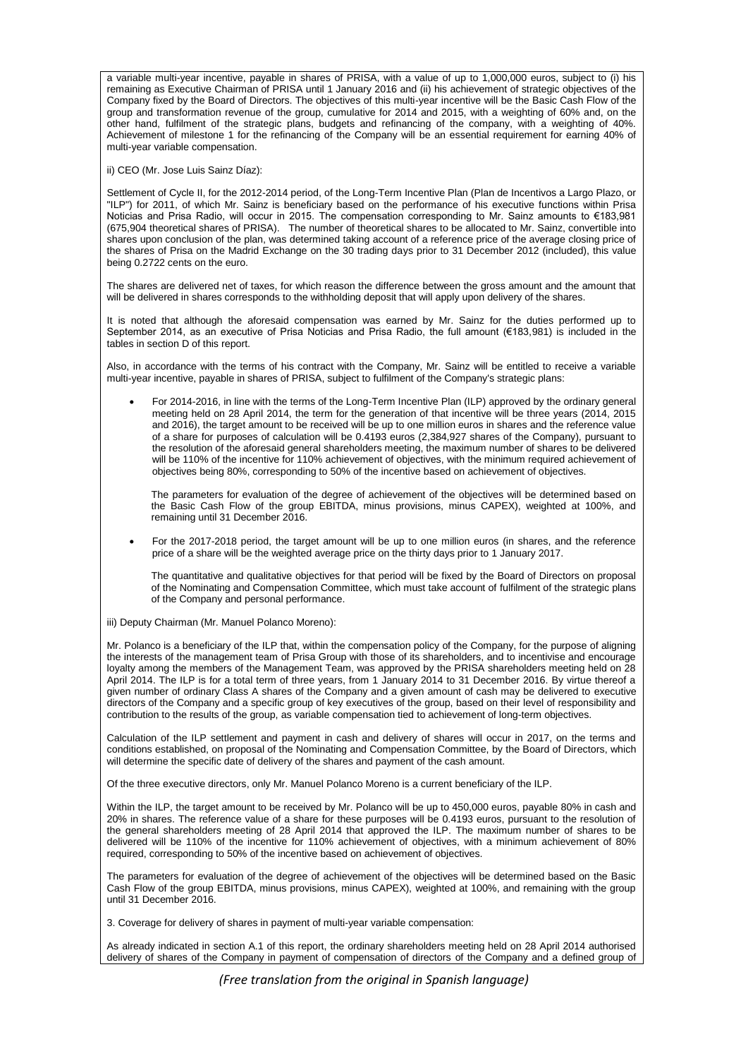a variable multi-year incentive, payable in shares of PRISA, with a value of up to 1,000,000 euros, subject to (i) his remaining as Executive Chairman of PRISA until 1 January 2016 and (ii) his achievement of strategic objectives of the Company fixed by the Board of Directors. The objectives of this multi-year incentive will be the Basic Cash Flow of the group and transformation revenue of the group, cumulative for 2014 and 2015, with a weighting of 60% and, on the other hand, fulfilment of the strategic plans, budgets and refinancing of the company, with a weighting of 40%. Achievement of milestone 1 for the refinancing of the Company will be an essential requirement for earning 40% of multi-year variable compensation.

ii) CEO (Mr. Jose Luis Sainz Díaz):

Settlement of Cycle II, for the 2012-2014 period, of the Long-Term Incentive Plan (Plan de Incentivos a Largo Plazo, or "ILP") for 2011, of which Mr. Sainz is beneficiary based on the performance of his executive functions within Prisa Noticias and Prisa Radio, will occur in 2015. The compensation corresponding to Mr. Sainz amounts to €183,981 (675,904 theoretical shares of PRISA). The number of theoretical shares to be allocated to Mr. Sainz, convertible into shares upon conclusion of the plan, was determined taking account of a reference price of the average closing price of the shares of Prisa on the Madrid Exchange on the 30 trading days prior to 31 December 2012 (included), this value being 0.2722 cents on the euro.

The shares are delivered net of taxes, for which reason the difference between the gross amount and the amount that will be delivered in shares corresponds to the withholding deposit that will apply upon delivery of the shares.

It is noted that although the aforesaid compensation was earned by Mr. Sainz for the duties performed up to September 2014, as an executive of Prisa Noticias and Prisa Radio, the full amount (€183,981) is included in the tables in section D of this report.

Also, in accordance with the terms of his contract with the Company, Mr. Sainz will be entitled to receive a variable multi-year incentive, payable in shares of PRISA, subject to fulfilment of the Company's strategic plans:

- For 2014-2016, in line with the terms of the Long-Term Incentive Plan (ILP) approved by the ordinary general meeting held on 28 April 2014, the term for the generation of that incentive will be three years (2014, 2015 and 2016), the target amount to be received will be up to one million euros in shares and the reference value of a share for purposes of calculation will be 0.4193 euros (2,384,927 shares of the Company), pursuant to the resolution of the aforesaid general shareholders meeting, the maximum number of shares to be delivered will be 110% of the incentive for 110% achievement of objectives, with the minimum required achievement of objectives being 80%, corresponding to 50% of the incentive based on achievement of objectives.

  The parameters for evaluation of the degree of achievement of the objectives will be determined based on the Basic Cash Flow of the group EBITDA, minus provisions, minus CAPEX), weighted at 100%, and remaining until 31 December 2016.

- For the 2017-2018 period, the target amount will be up to one million euros (in shares, and the reference price of a share will be the weighted average price on the thirty days prior to 1 January 2017.

  The quantitative and qualitative objectives for that period will be fixed by the Board of Directors on proposal of the Nominating and Compensation Committee, which must take account of fulfilment of the strategic plans of the Company and personal performance.

iii) Deputy Chairman (Mr. Manuel Polanco Moreno):

Mr. Polanco is a beneficiary of the ILP that, within the compensation policy of the Company, for the purpose of aligning the interests of the management team of Prisa Group with those of its shareholders, and to incentivise and encourage loyalty among the members of the Management Team, was approved by the PRISA shareholders meeting held on 28 April 2014. The ILP is for a total term of three years, from 1 January 2014 to 31 December 2016. By virtue thereof a given number of ordinary Class A shares of the Company and a given amount of cash may be delivered to executive directors of the Company and a specific group of key executives of the group, based on their level of responsibility and contribution to the results of the group, as variable compensation tied to achievement of long-term objectives.

Calculation of the ILP settlement and payment in cash and delivery of shares will occur in 2017, on the terms and conditions established, on proposal of the Nominating and Compensation Committee, by the Board of Directors, which will determine the specific date of delivery of the shares and payment of the cash amount.

Of the three executive directors, only Mr. Manuel Polanco Moreno is a current beneficiary of the ILP.

Within the ILP, the target amount to be received by Mr. Polanco will be up to 450,000 euros, payable 80% in cash and 20% in shares. The reference value of a share for these purposes will be 0.4193 euros, pursuant to the resolution of the general shareholders meeting of 28 April 2014 that approved the ILP. The maximum number of shares to be delivered will be 110% of the incentive for 110% achievement of objectives, with a minimum achievement of 80% required, corresponding to 50% of the incentive based on achievement of objectives.

The parameters for evaluation of the degree of achievement of the objectives will be determined based on the Basic Cash Flow of the group EBITDA, minus provisions, minus CAPEX), weighted at 100%, and remaining with the group until 31 December 2016.

3. Coverage for delivery of shares in payment of multi-year variable compensation:

As already indicated in section A.1 of this report, the ordinary shareholders meeting held on 28 April 2014 authorised delivery of shares of the Company in payment of compensation of directors of the Company and a defined group of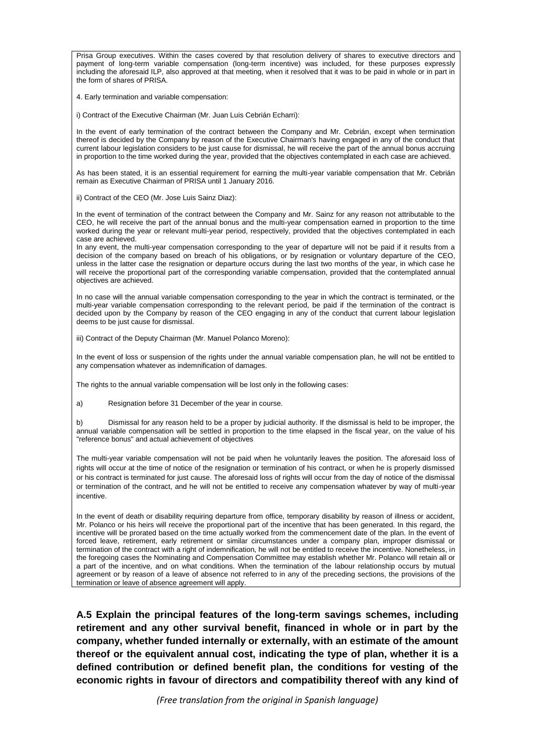Prisa Group executives. Within the cases covered by that resolution delivery of shares to executive directors and payment of long-term variable compensation (long-term incentive) was included, for these purposes expressly including the aforesaid ILP, also approved at that meeting, when it resolved that it was to be paid in whole or in part in the form of shares of PRISA.

4. Early termination and variable compensation:

i) Contract of the Executive Chairman (Mr. Juan Luis Cebrián Echarri):

In the event of early termination of the contract between the Company and Mr. Cebrián, except when termination thereof is decided by the Company by reason of the Executive Chairman's having engaged in any of the conduct that current labour legislation considers to be just cause for dismissal, he will receive the part of the annual bonus accruing in proportion to the time worked during the year, provided that the objectives contemplated in each case are achieved.

As has been stated, it is an essential requirement for earning the multi-year variable compensation that Mr. Cebrián remain as Executive Chairman of PRISA until 1 January 2016.

ii) Contract of the CEO (Mr. Jose Luis Sainz Diaz):

In the event of termination of the contract between the Company and Mr. Sainz for any reason not attributable to the CEO, he will receive the part of the annual bonus and the multi-year compensation earned in proportion to the time worked during the year or relevant multi-year period, respectively, provided that the objectives contemplated in each case are achieved.
In any event, the multi-year compensation corresponding to the year of departure will not be paid if it results from a decision of the company based on breach of his obligations, or by resignation or voluntary departure of the CEO, unless in the latter case the resignation or departure occurs during the last two months of the year, in which case he will receive the proportional part of the corresponding variable compensation, provided that the contemplated annual objectives are achieved.

In no case will the annual variable compensation corresponding to the year in which the contract is terminated, or the multi-year variable compensation corresponding to the relevant period, be paid if the termination of the contract is decided upon by the Company by reason of the CEO engaging in any of the conduct that current labour legislation deems to be just cause for dismissal.

iii) Contract of the Deputy Chairman (Mr. Manuel Polanco Moreno):

In the event of loss or suspension of the rights under the annual variable compensation plan, he will not be entitled to any compensation whatever as indemnification of damages.

The rights to the annual variable compensation will be lost only in the following cases:

a) Resignation before 31 December of the year in course.

b) Dismissal for any reason held to be a proper by judicial authority. If the dismissal is held to be improper, the annual variable compensation will be settled in proportion to the time elapsed in the fiscal year, on the value of his "reference bonus" and actual achievement of objectives

The multi-year variable compensation will not be paid when he voluntarily leaves the position. The aforesaid loss of rights will occur at the time of notice of the resignation or termination of his contract, or when he is properly dismissed or his contract is terminated for just cause. The aforesaid loss of rights will occur from the day of notice of the dismissal or termination of the contract, and he will not be entitled to receive any compensation whatever by way of multi-year incentive.

In the event of death or disability requiring departure from office, temporary disability by reason of illness or accident, Mr. Polanco or his heirs will receive the proportional part of the incentive that has been generated. In this regard, the incentive will be prorated based on the time actually worked from the commencement date of the plan. In the event of forced leave, retirement, early retirement or similar circumstances under a company plan, improper dismissal or termination of the contract with a right of indemnification, he will not be entitled to receive the incentive. Nonetheless, in the foregoing cases the Nominating and Compensation Committee may establish whether Mr. Polanco will retain all or a part of the incentive, and on what conditions. When the termination of the labour relationship occurs by mutual agreement or by reason of a leave of absence not referred to in any of the preceding sections, the provisions of the termination or leave of absence agreement will apply.

**A.5 Explain the principal features of the long-term savings schemes, including retirement and any other survival benefit, financed in whole or in part by the company, whether funded internally or externally, with an estimate of the amount thereof or the equivalent annual cost, indicating the type of plan, whether it is a defined contribution or defined benefit plan, the conditions for vesting of the economic rights in favour of directors and compatibility thereof with any kind of**

*(Free translation from the original in Spanish language)*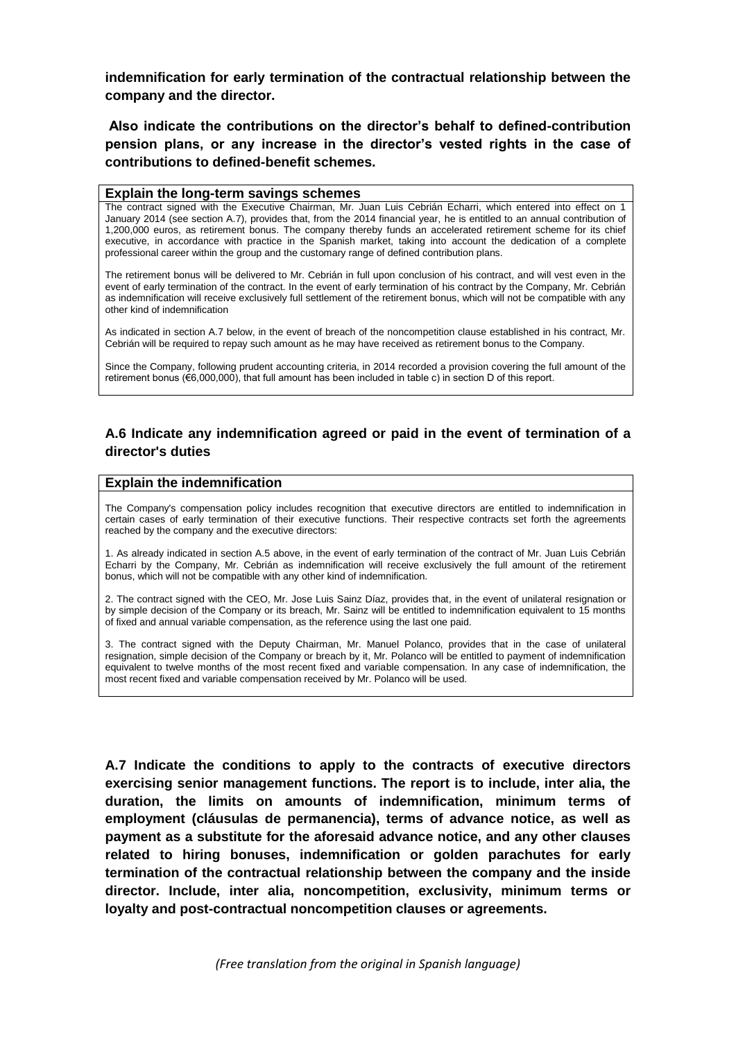**indemnification for early termination of the contractual relationship between the company and the director.**

**Also indicate the contributions on the director's behalf to defined-contribution pension plans, or any increase in the director's vested rights in the case of contributions to defined-benefit schemes.**

**Explain the long-term savings schemes**

The contract signed with the Executive Chairman, Mr. Juan Luis Cebrián Echarri, which entered into effect on 1 January 2014 (see section A.7), provides that, from the 2014 financial year, he is entitled to an annual contribution of 1,200,000 euros, as retirement bonus. The company thereby funds an accelerated retirement scheme for its chief executive, in accordance with practice in the Spanish market, taking into account the dedication of a complete professional career within the group and the customary range of defined contribution plans.

The retirement bonus will be delivered to Mr. Cebrián in full upon conclusion of his contract, and will vest even in the event of early termination of the contract. In the event of early termination of his contract by the Company, Mr. Cebrián as indemnification will receive exclusively full settlement of the retirement bonus, which will not be compatible with any other kind of indemnification

As indicated in section A.7 below, in the event of breach of the noncompetition clause established in his contract, Mr. Cebrián will be required to repay such amount as he may have received as retirement bonus to the Company.

Since the Company, following prudent accounting criteria, in 2014 recorded a provision covering the full amount of the retirement bonus (€6,000,000), that full amount has been included in table c) in section D of this report.

### A.6 Indicate any indemnification agreed or paid in the event of termination of a director's duties

**Explain the indemnification**

The Company's compensation policy includes recognition that executive directors are entitled to indemnification in certain cases of early termination of their executive functions. Their respective contracts set forth the agreements reached by the company and the executive directors:

1. As already indicated in section A.5 above, in the event of early termination of the contract of Mr. Juan Luis Cebrián Echarri by the Company, Mr. Cebrián as indemnification will receive exclusively the full amount of the retirement bonus, which will not be compatible with any other kind of indemnification.

2. The contract signed with the CEO, Mr. Jose Luis Sainz Díaz, provides that, in the event of unilateral resignation or by simple decision of the Company or its breach, Mr. Sainz will be entitled to indemnification equivalent to 15 months of fixed and annual variable compensation, as the reference using the last one paid.

3. The contract signed with the Deputy Chairman, Mr. Manuel Polanco, provides that in the case of unilateral resignation, simple decision of the Company or breach by it, Mr. Polanco will be entitled to payment of indemnification equivalent to twelve months of the most recent fixed and variable compensation. In any case of indemnification, the most recent fixed and variable compensation received by Mr. Polanco will be used.

### A.7 Indicate the conditions to apply to the contracts of executive directors exercising senior management functions. The report is to include, inter alia, the duration, the limits on amounts of indemnification, minimum terms of employment (cláusulas de permanencia), terms of advance notice, as well as payment as a substitute for the aforesaid advance notice, and any other clauses related to hiring bonuses, indemnification or golden parachutes for early termination of the contractual relationship between the company and the inside director. Include, inter alia, noncompetition, exclusivity, minimum terms or loyalty and post-contractual noncompetition clauses or agreements.

*(Free translation from the original in Spanish language)*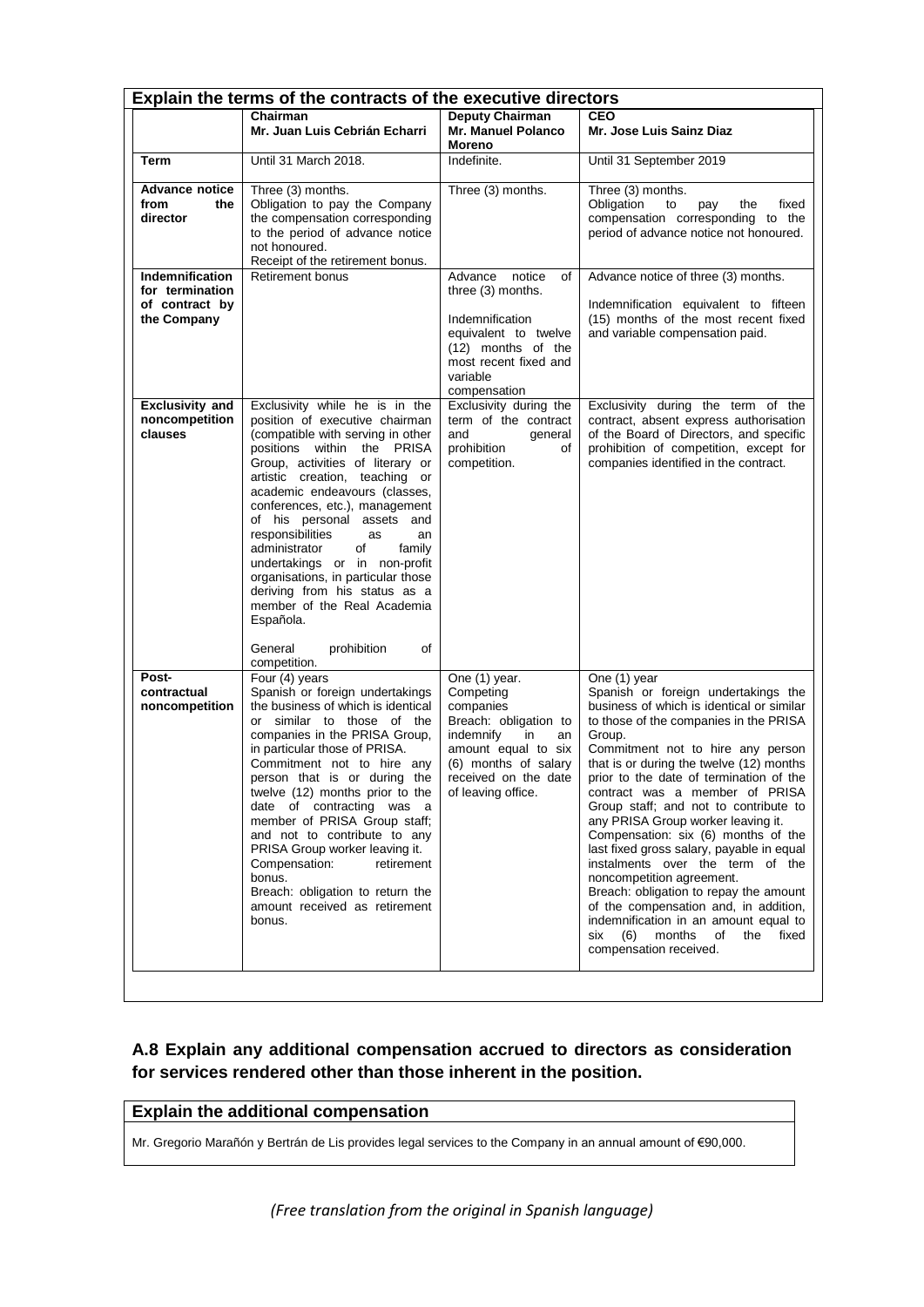**Explain the terms of the contracts of the executive directors**

| | Chairman<br>Mr. Juan Luis Cebrián Echarri | Deputy Chairman<br>Mr. Manuel Polanco Moreno | CEO<br>Mr. Jose Luis Sainz Diaz |
|---|---|---|---|
| **Term** | Until 31 March 2018. | Indefinite. | Until 31 September 2019 |
| **Advance notice from the director** | Three (3) months.<br>Obligation to pay the Company the compensation corresponding to the period of advance notice not honoured.<br>Receipt of the retirement bonus. | Three (3) months. | Three (3) months.<br>Obligation to pay the fixed compensation corresponding to the period of advance notice not honoured. |
| **Indemnification for termination of contract by the Company** | Retirement bonus | Advance notice of three (3) months.<br><br>Indemnification equivalent to twelve (12) months of the most recent fixed and variable compensation | Advance notice of three (3) months.<br><br>Indemnification equivalent to fifteen (15) months of the most recent fixed and variable compensation paid. |
| **Exclusivity and noncompetition clauses** | Exclusivity while he is in the position of executive chairman (compatible with serving in other positions within the PRISA Group, activities of literary or artistic creation, teaching or academic endeavours (classes, conferences, etc.), management of his personal assets and responsibilities as an administrator of family undertakings or in non-profit organisations, in particular those deriving from his status as a member of the Real Academia Española.<br><br>General prohibition of competition. | Exclusivity during the term of the contract and general prohibition of competition. | Exclusivity during the term of the contract, absent express authorisation of the Board of Directors, and specific prohibition of competition, except for companies identified in the contract. |
| **Post-contractual noncompetition** | Four (4) years<br>Spanish or foreign undertakings the business of which is identical or similar to those of the companies in the PRISA Group, in particular those of PRISA.<br>Commitment not to hire any person that is or during the twelve (12) months prior to the date of contracting was a member of PRISA Group staff; and not to contribute to any PRISA Group worker leaving it.<br>Compensation: retirement bonus.<br>Breach: obligation to return the amount received as retirement bonus. | One (1) year.<br>Competing companies<br>Breach: obligation to indemnify in an amount equal to six (6) months of salary received on the date of leaving office. | One (1) year<br>Spanish or foreign undertakings the business of which is identical or similar to those of the companies in the PRISA Group.<br>Commitment not to hire any person that is or during the twelve (12) months prior to the date of termination of the contract was a member of PRISA Group staff; and not to contribute to any PRISA Group worker leaving it.<br>Compensation: six (6) months of the last fixed gross salary, payable in equal instalments over the term of the noncompetition agreement.<br>Breach: obligation to repay the amount of the compensation and, in addition, indemnification in an amount equal to six (6) months of the fixed compensation received. |

## A.8 Explain any additional compensation accrued to directors as consideration for services rendered other than those inherent in the position.

**Explain the additional compensation**

Mr. Gregorio Marañón y Bertrán de Lis provides legal services to the Company in an annual amount of €90,000.

*(Free translation from the original in Spanish language)*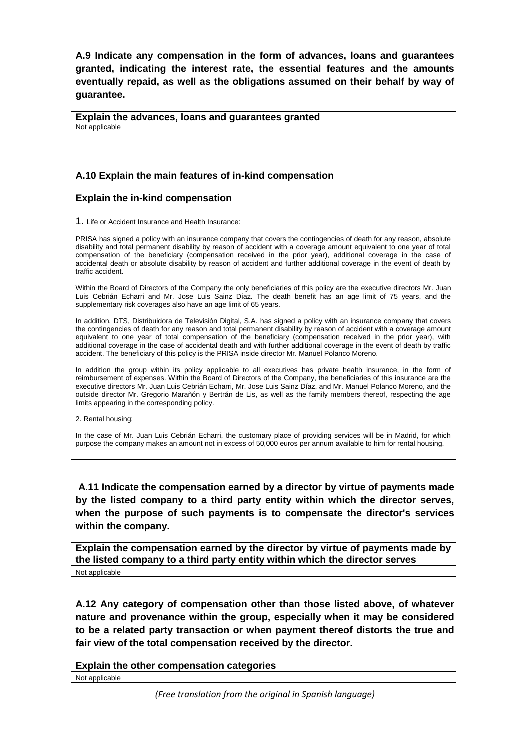**A.9 Indicate any compensation in the form of advances, loans and guarantees granted, indicating the interest rate, the essential features and the amounts eventually repaid, as well as the obligations assumed on their behalf by way of guarantee.**

| **Explain the advances, loans and guarantees granted** |
|---|
| Not applicable |

**A.10 Explain the main features of in-kind compensation**

**Explain the in-kind compensation**

1. Life or Accident Insurance and Health Insurance:

PRISA has signed a policy with an insurance company that covers the contingencies of death for any reason, absolute disability and total permanent disability by reason of accident with a coverage amount equivalent to one year of total compensation of the beneficiary (compensation received in the prior year), additional coverage in the case of accidental death or absolute disability by reason of accident and further additional coverage in the event of death by traffic accident.

Within the Board of Directors of the Company the only beneficiaries of this policy are the executive directors Mr. Juan Luis Cebrián Echarri and Mr. Jose Luis Sainz Díaz. The death benefit has an age limit of 75 years, and the supplementary risk coverages also have an age limit of 65 years.

In addition, DTS, Distribuidora de Televisión Digital, S.A. has signed a policy with an insurance company that covers the contingencies of death for any reason and total permanent disability by reason of accident with a coverage amount equivalent to one year of total compensation of the beneficiary (compensation received in the prior year), with additional coverage in the case of accidental death and with further additional coverage in the event of death by traffic accident. The beneficiary of this policy is the PRISA inside director Mr. Manuel Polanco Moreno.

In addition the group within its policy applicable to all executives has private health insurance, in the form of reimbursement of expenses. Within the Board of Directors of the Company, the beneficiaries of this insurance are the executive directors Mr. Juan Luis Cebrián Echarri, Mr. Jose Luis Sainz Díaz, and Mr. Manuel Polanco Moreno, and the outside director Mr. Gregorio Marañón y Bertrán de Lis, as well as the family members thereof, respecting the age limits appearing in the corresponding policy.

2. Rental housing:

In the case of Mr. Juan Luis Cebrián Echarri, the customary place of providing services will be in Madrid, for which purpose the company makes an amount not in excess of 50,000 euros per annum available to him for rental housing.

**A.11 Indicate the compensation earned by a director by virtue of payments made by the listed company to a third party entity within which the director serves, when the purpose of such payments is to compensate the director's services within the company.**

| **Explain the compensation earned by the director by virtue of payments made by the listed company to a third party entity within which the director serves** |
|---|
| Not applicable |

**A.12 Any category of compensation other than those listed above, of whatever nature and provenance within the group, especially when it may be considered to be a related party transaction or when payment thereof distorts the true and fair view of the total compensation received by the director.**

| **Explain the other compensation categories** |
|---|
| Not applicable |

*(Free translation from the original in Spanish language)*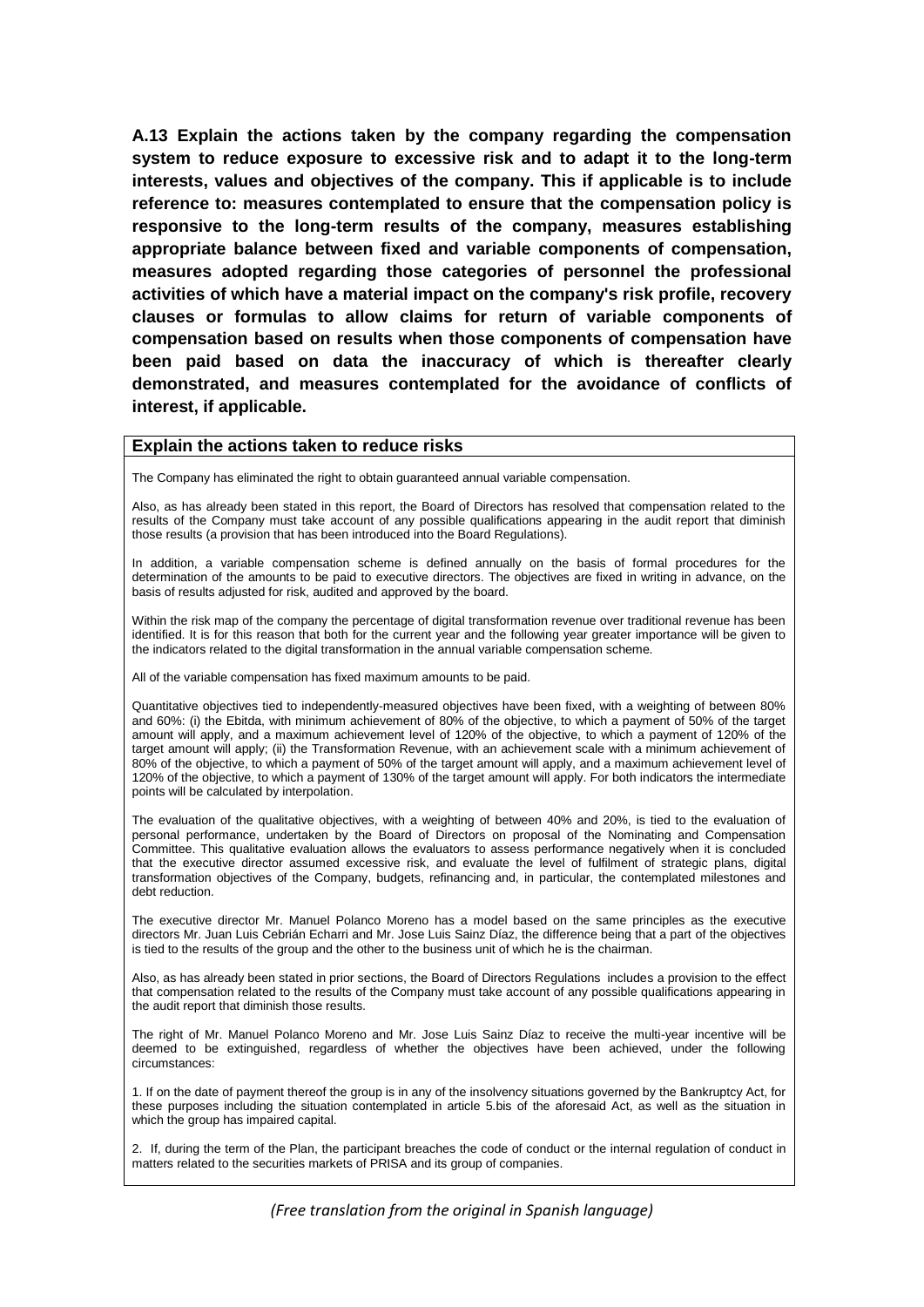**A.13 Explain the actions taken by the company regarding the compensation system to reduce exposure to excessive risk and to adapt it to the long-term interests, values and objectives of the company. This if applicable is to include reference to: measures contemplated to ensure that the compensation policy is responsive to the long-term results of the company, measures establishing appropriate balance between fixed and variable components of compensation, measures adopted regarding those categories of personnel the professional activities of which have a material impact on the company's risk profile, recovery clauses or formulas to allow claims for return of variable components of compensation based on results when those components of compensation have been paid based on data the inaccuracy of which is thereafter clearly demonstrated, and measures contemplated for the avoidance of conflicts of interest, if applicable.**

**Explain the actions taken to reduce risks**

The Company has eliminated the right to obtain guaranteed annual variable compensation.

Also, as has already been stated in this report, the Board of Directors has resolved that compensation related to the results of the Company must take account of any possible qualifications appearing in the audit report that diminish those results (a provision that has been introduced into the Board Regulations).

In addition, a variable compensation scheme is defined annually on the basis of formal procedures for the determination of the amounts to be paid to executive directors. The objectives are fixed in writing in advance, on the basis of results adjusted for risk, audited and approved by the board.

Within the risk map of the company the percentage of digital transformation revenue over traditional revenue has been identified. It is for this reason that both for the current year and the following year greater importance will be given to the indicators related to the digital transformation in the annual variable compensation scheme.

All of the variable compensation has fixed maximum amounts to be paid.

Quantitative objectives tied to independently-measured objectives have been fixed, with a weighting of between 80% and 60%: (i) the Ebitda, with minimum achievement of 80% of the objective, to which a payment of 50% of the target amount will apply, and a maximum achievement level of 120% of the objective, to which a payment of 120% of the target amount will apply; (ii) the Transformation Revenue, with an achievement scale with a minimum achievement of 80% of the objective, to which a payment of 50% of the target amount will apply, and a maximum achievement level of 120% of the objective, to which a payment of 130% of the target amount will apply. For both indicators the intermediate points will be calculated by interpolation.

The evaluation of the qualitative objectives, with a weighting of between 40% and 20%, is tied to the evaluation of personal performance, undertaken by the Board of Directors on proposal of the Nominating and Compensation Committee. This qualitative evaluation allows the evaluators to assess performance negatively when it is concluded that the executive director assumed excessive risk, and evaluate the level of fulfilment of strategic plans, digital transformation objectives of the Company, budgets, refinancing and, in particular, the contemplated milestones and debt reduction.

The executive director Mr. Manuel Polanco Moreno has a model based on the same principles as the executive directors Mr. Juan Luis Cebrián Echarri and Mr. Jose Luis Sainz Díaz, the difference being that a part of the objectives is tied to the results of the group and the other to the business unit of which he is the chairman.

Also, as has already been stated in prior sections, the Board of Directors Regulations includes a provision to the effect that compensation related to the results of the Company must take account of any possible qualifications appearing in the audit report that diminish those results.

The right of Mr. Manuel Polanco Moreno and Mr. Jose Luis Sainz Díaz to receive the multi-year incentive will be deemed to be extinguished, regardless of whether the objectives have been achieved, under the following circumstances:

1. If on the date of payment thereof the group is in any of the insolvency situations governed by the Bankruptcy Act, for these purposes including the situation contemplated in article 5.bis of the aforesaid Act, as well as the situation in which the group has impaired capital.

2. If, during the term of the Plan, the participant breaches the code of conduct or the internal regulation of conduct in matters related to the securities markets of PRISA and its group of companies.

*(Free translation from the original in Spanish language)*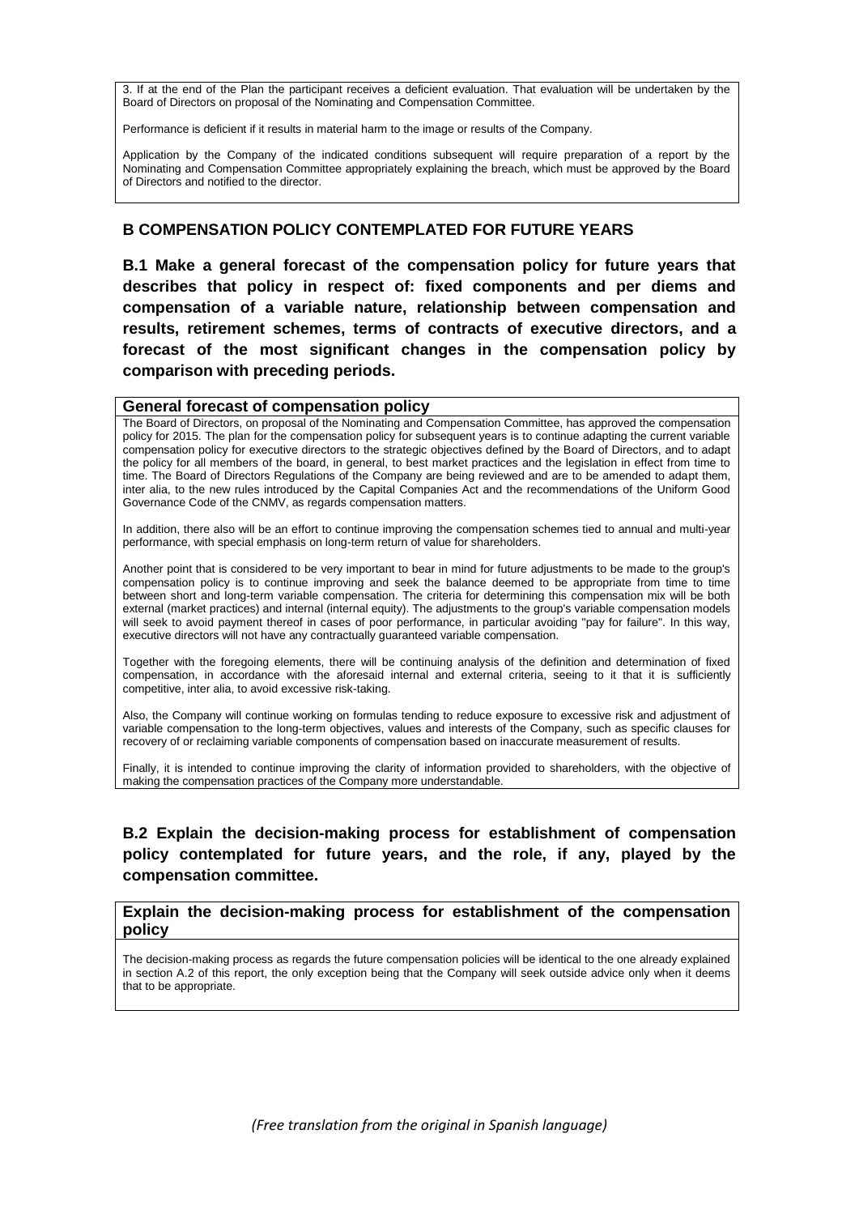3. If at the end of the Plan the participant receives a deficient evaluation. That evaluation will be undertaken by the Board of Directors on proposal of the Nominating and Compensation Committee.

Performance is deficient if it results in material harm to the image or results of the Company.

Application by the Company of the indicated conditions subsequent will require preparation of a report by the Nominating and Compensation Committee appropriately explaining the breach, which must be approved by the Board of Directors and notified to the director.

## B COMPENSATION POLICY CONTEMPLATED FOR FUTURE YEARS

### B.1 Make a general forecast of the compensation policy for future years that describes that policy in respect of: fixed components and per diems and compensation of a variable nature, relationship between compensation and results, retirement schemes, terms of contracts of executive directors, and a forecast of the most significant changes in the compensation policy by comparison with preceding periods.

**General forecast of compensation policy**

The Board of Directors, on proposal of the Nominating and Compensation Committee, has approved the compensation policy for 2015. The plan for the compensation policy for subsequent years is to continue adapting the current variable compensation policy for executive directors to the strategic objectives defined by the Board of Directors, and to adapt the policy for all members of the board, in general, to best market practices and the legislation in effect from time to time. The Board of Directors Regulations of the Company are being reviewed and are to be amended to adapt them, inter alia, to the new rules introduced by the Capital Companies Act and the recommendations of the Uniform Good Governance Code of the CNMV, as regards compensation matters.

In addition, there also will be an effort to continue improving the compensation schemes tied to annual and multi-year performance, with special emphasis on long-term return of value for shareholders.

Another point that is considered to be very important to bear in mind for future adjustments to be made to the group's compensation policy is to continue improving and seek the balance deemed to be appropriate from time to time between short and long-term variable compensation. The criteria for determining this compensation mix will be both external (market practices) and internal (internal equity). The adjustments to the group's variable compensation models will seek to avoid payment thereof in cases of poor performance, in particular avoiding "pay for failure". In this way, executive directors will not have any contractually guaranteed variable compensation.

Together with the foregoing elements, there will be continuing analysis of the definition and determination of fixed compensation, in accordance with the aforesaid internal and external criteria, seeing to it that it is sufficiently competitive, inter alia, to avoid excessive risk-taking.

Also, the Company will continue working on formulas tending to reduce exposure to excessive risk and adjustment of variable compensation to the long-term objectives, values and interests of the Company, such as specific clauses for recovery of or reclaiming variable components of compensation based on inaccurate measurement of results.

Finally, it is intended to continue improving the clarity of information provided to shareholders, with the objective of making the compensation practices of the Company more understandable.

### B.2 Explain the decision-making process for establishment of compensation policy contemplated for future years, and the role, if any, played by the compensation committee.

**Explain the decision-making process for establishment of the compensation policy**

The decision-making process as regards the future compensation policies will be identical to the one already explained in section A.2 of this report, the only exception being that the Company will seek outside advice only when it deems that to be appropriate.

*(Free translation from the original in Spanish language)*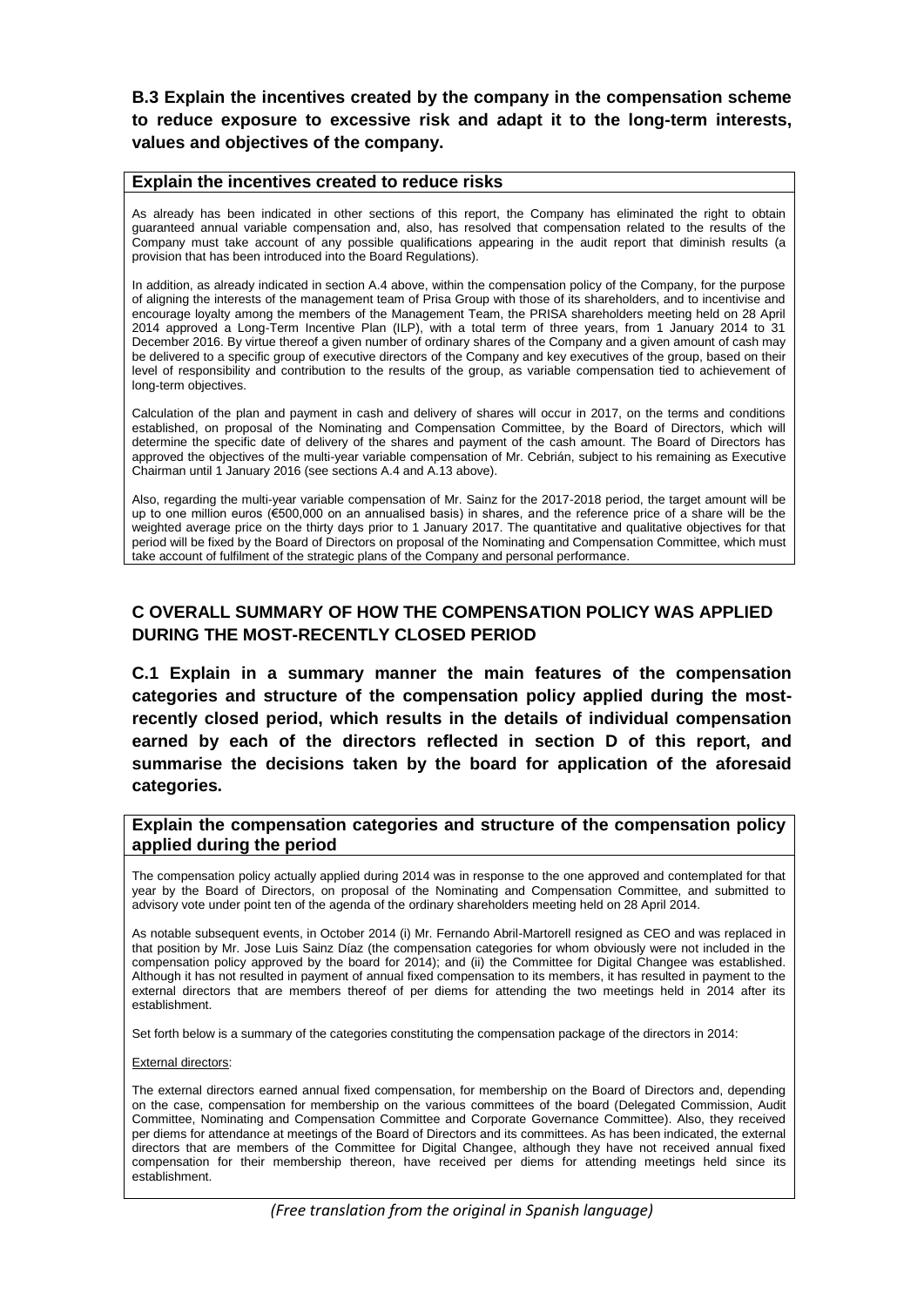### B.3 Explain the incentives created by the company in the compensation scheme to reduce exposure to excessive risk and adapt it to the long-term interests, values and objectives of the company.

**Explain the incentives created to reduce risks**

As already has been indicated in other sections of this report, the Company has eliminated the right to obtain guaranteed annual variable compensation and, also, has resolved that compensation related to the results of the Company must take account of any possible qualifications appearing in the audit report that diminish results (a provision that has been introduced into the Board Regulations).

In addition, as already indicated in section A.4 above, within the compensation policy of the Company, for the purpose of aligning the interests of the management team of Prisa Group with those of its shareholders, and to incentivise and encourage loyalty among the members of the Management Team, the PRISA shareholders meeting held on 28 April 2014 approved a Long-Term Incentive Plan (ILP), with a total term of three years, from 1 January 2014 to 31 December 2016. By virtue thereof a given number of ordinary shares of the Company and a given amount of cash may be delivered to a specific group of executive directors of the Company and key executives of the group, based on their level of responsibility and contribution to the results of the group, as variable compensation tied to achievement of long-term objectives.

Calculation of the plan and payment in cash and delivery of shares will occur in 2017, on the terms and conditions established, on proposal of the Nominating and Compensation Committee, by the Board of Directors, which will determine the specific date of delivery of the shares and payment of the cash amount. The Board of Directors has approved the objectives of the multi-year variable compensation of Mr. Cebrián, subject to his remaining as Executive Chairman until 1 January 2016 (see sections A.4 and A.13 above).

Also, regarding the multi-year variable compensation of Mr. Sainz for the 2017-2018 period, the target amount will be up to one million euros (€500,000 on an annualised basis) in shares, and the reference price of a share will be the weighted average price on the thirty days prior to 1 January 2017. The quantitative and qualitative objectives for that period will be fixed by the Board of Directors on proposal of the Nominating and Compensation Committee, which must take account of fulfilment of the strategic plans of the Company and personal performance.

## C OVERALL SUMMARY OF HOW THE COMPENSATION POLICY WAS APPLIED DURING THE MOST-RECENTLY CLOSED PERIOD

### C.1 Explain in a summary manner the main features of the compensation categories and structure of the compensation policy applied during the most-recently closed period, which results in the details of individual compensation earned by each of the directors reflected in section D of this report, and summarise the decisions taken by the board for application of the aforesaid categories.

**Explain the compensation categories and structure of the compensation policy applied during the period**

The compensation policy actually applied during 2014 was in response to the one approved and contemplated for that year by the Board of Directors, on proposal of the Nominating and Compensation Committee, and submitted to advisory vote under point ten of the agenda of the ordinary shareholders meeting held on 28 April 2014.

As notable subsequent events, in October 2014 (i) Mr. Fernando Abril-Martorell resigned as CEO and was replaced in that position by Mr. Jose Luis Sainz Díaz (the compensation categories for whom obviously were not included in the compensation policy approved by the board for 2014); and (ii) the Committee for Digital Changee was established. Although it has not resulted in payment of annual fixed compensation to its members, it has resulted in payment to the external directors that are members thereof of per diems for attending the two meetings held in 2014 after its establishment.

Set forth below is a summary of the categories constituting the compensation package of the directors in 2014:

External directors:

The external directors earned annual fixed compensation, for membership on the Board of Directors and, depending on the case, compensation for membership on the various committees of the board (Delegated Commission, Audit Committee, Nominating and Compensation Committee and Corporate Governance Committee). Also, they received per diems for attendance at meetings of the Board of Directors and its committees. As has been indicated, the external directors that are members of the Committee for Digital Changee, although they have not received annual fixed compensation for their membership thereon, have received per diems for attending meetings held since its establishment.

*(Free translation from the original in Spanish language)*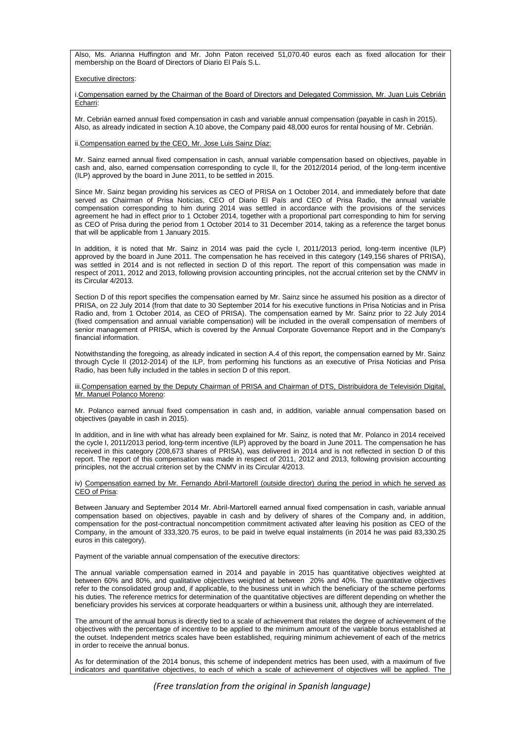Also, Ms. Arianna Huffington and Mr. John Paton received 51,070.40 euros each as fixed allocation for their membership on the Board of Directors of Diario El País S.L.

Executive directors:

i. Compensation earned by the Chairman of the Board of Directors and Delegated Commission, Mr. Juan Luis Cebrián Echarri:

Mr. Cebrián earned annual fixed compensation in cash and variable annual compensation (payable in cash in 2015). Also, as already indicated in section A.10 above, the Company paid 48,000 euros for rental housing of Mr. Cebrián.

ii. Compensation earned by the CEO, Mr. Jose Luis Sainz Díaz:

Mr. Sainz earned annual fixed compensation in cash, annual variable compensation based on objectives, payable in cash and, also, earned compensation corresponding to cycle II, for the 2012/2014 period, of the long-term incentive (ILP) approved by the board in June 2011, to be settled in 2015.

Since Mr. Sainz began providing his services as CEO of PRISA on 1 October 2014, and immediately before that date served as Chairman of Prisa Noticias, CEO of Diario El País and CEO of Prisa Radio, the annual variable compensation corresponding to him during 2014 was settled in accordance with the provisions of the services agreement he had in effect prior to 1 October 2014, together with a proportional part corresponding to him for serving as CEO of Prisa during the period from 1 October 2014 to 31 December 2014, taking as a reference the target bonus that will be applicable from 1 January 2015.

In addition, it is noted that Mr. Sainz in 2014 was paid the cycle I, 2011/2013 period, long-term incentive (ILP) approved by the board in June 2011. The compensation he has received in this category (149,156 shares of PRISA), was settled in 2014 and is not reflected in section D of this report. The report of this compensation was made in respect of 2011, 2012 and 2013, following provision accounting principles, not the accrual criterion set by the CNMV in its Circular 4/2013.

Section D of this report specifies the compensation earned by Mr. Sainz since he assumed his position as a director of PRISA, on 22 July 2014 (from that date to 30 September 2014 for his executive functions in Prisa Noticias and in Prisa Radio and, from 1 October 2014, as CEO of PRISA). The compensation earned by Mr. Sainz prior to 22 July 2014 (fixed compensation and annual variable compensation) will be included in the overall compensation of members of senior management of PRISA, which is covered by the Annual Corporate Governance Report and in the Company's financial information.

Notwithstanding the foregoing, as already indicated in section A.4 of this report, the compensation earned by Mr. Sainz through Cycle II (2012-2014) of the ILP, from performing his functions as an executive of Prisa Noticias and Prisa Radio, has been fully included in the tables in section D of this report.

iii. Compensation earned by the Deputy Chairman of PRISA and Chairman of DTS, Distribuidora de Televisión Digital, Mr. Manuel Polanco Moreno:

Mr. Polanco earned annual fixed compensation in cash and, in addition, variable annual compensation based on objectives (payable in cash in 2015).

In addition, and in line with what has already been explained for Mr. Sainz, is noted that Mr. Polanco in 2014 received the cycle I, 2011/2013 period, long-term incentive (ILP) approved by the board in June 2011. The compensation he has received in this category (208,673 shares of PRISA), was delivered in 2014 and is not reflected in section D of this report. The report of this compensation was made in respect of 2011, 2012 and 2013, following provision accounting principles, not the accrual criterion set by the CNMV in its Circular 4/2013.

iv) Compensation earned by Mr. Fernando Abril-Martorell (outside director) during the period in which he served as CEO of Prisa:

Between January and September 2014 Mr. Abril-Martorell earned annual fixed compensation in cash, variable annual compensation based on objectives, payable in cash and by delivery of shares of the Company and, in addition, compensation for the post-contractual noncompetition commitment activated after leaving his position as CEO of the Company, in the amount of 333,320.75 euros, to be paid in twelve equal instalments (in 2014 he was paid 83,330.25 euros in this category).

Payment of the variable annual compensation of the executive directors:

The annual variable compensation earned in 2014 and payable in 2015 has quantitative objectives weighted at between 60% and 80%, and qualitative objectives weighted at between 20% and 40%. The quantitative objectives refer to the consolidated group and, if applicable, to the business unit in which the beneficiary of the scheme performs his duties. The reference metrics for determination of the quantitative objectives are different depending on whether the beneficiary provides his services at corporate headquarters or within a business unit, although they are interrelated.

The amount of the annual bonus is directly tied to a scale of achievement that relates the degree of achievement of the objectives with the percentage of incentive to be applied to the minimum amount of the variable bonus established at the outset. Independent metrics scales have been established, requiring minimum achievement of each of the metrics in order to receive the annual bonus.

As for determination of the 2014 bonus, this scheme of independent metrics has been used, with a maximum of five indicators and quantitative objectives, to each of which a scale of achievement of objectives will be applied. The

*(Free translation from the original in Spanish language)*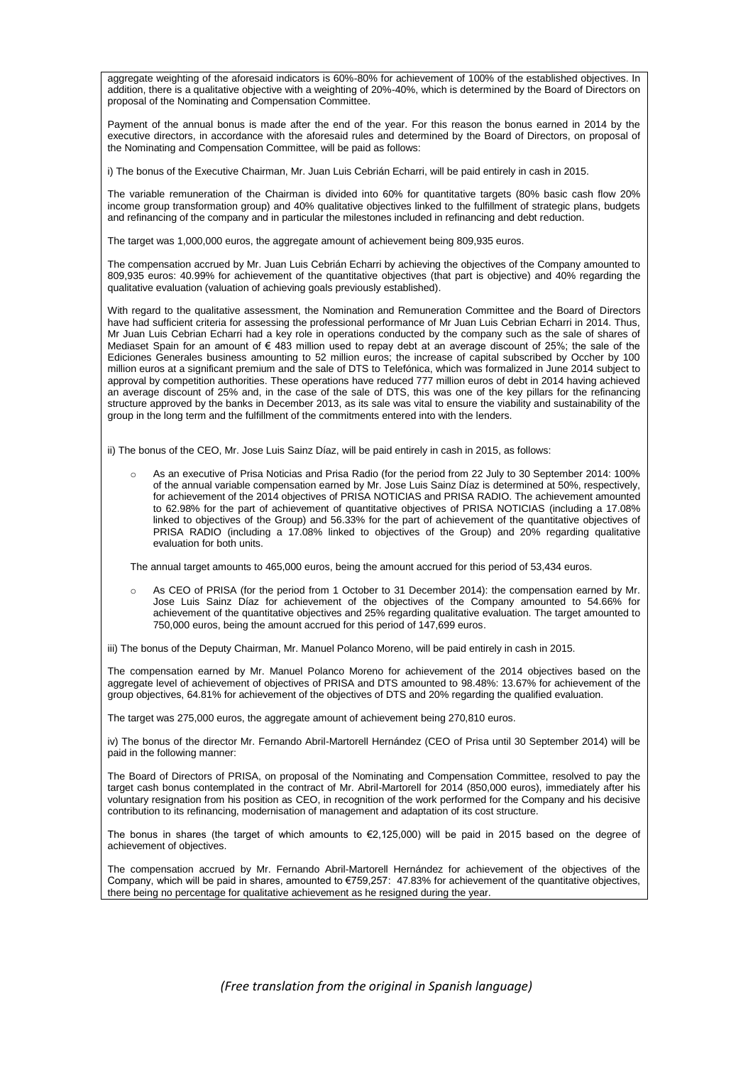aggregate weighting of the aforesaid indicators is 60%-80% for achievement of 100% of the established objectives. In addition, there is a qualitative objective with a weighting of 20%-40%, which is determined by the Board of Directors on proposal of the Nominating and Compensation Committee.

Payment of the annual bonus is made after the end of the year. For this reason the bonus earned in 2014 by the executive directors, in accordance with the aforesaid rules and determined by the Board of Directors, on proposal of the Nominating and Compensation Committee, will be paid as follows:

i) The bonus of the Executive Chairman, Mr. Juan Luis Cebrián Echarri, will be paid entirely in cash in 2015.

The variable remuneration of the Chairman is divided into 60% for quantitative targets (80% basic cash flow 20% income group transformation group) and 40% qualitative objectives linked to the fulfillment of strategic plans, budgets and refinancing of the company and in particular the milestones included in refinancing and debt reduction.

The target was 1,000,000 euros, the aggregate amount of achievement being 809,935 euros.

The compensation accrued by Mr. Juan Luis Cebrián Echarri by achieving the objectives of the Company amounted to 809,935 euros: 40.99% for achievement of the quantitative objectives (that part is objective) and 40% regarding the qualitative evaluation (valuation of achieving goals previously established).

With regard to the qualitative assessment, the Nomination and Remuneration Committee and the Board of Directors have had sufficient criteria for assessing the professional performance of Mr Juan Luis Cebrian Echarri in 2014. Thus, Mr Juan Luis Cebrian Echarri had a key role in operations conducted by the company such as the sale of shares of Mediaset Spain for an amount of € 483 million used to repay debt at an average discount of 25%; the sale of the Ediciones Generales business amounting to 52 million euros; the increase of capital subscribed by Occher by 100 million euros at a significant premium and the sale of DTS to Telefónica, which was formalized in June 2014 subject to approval by competition authorities. These operations have reduced 777 million euros of debt in 2014 having achieved an average discount of 25% and, in the case of the sale of DTS, this was one of the key pillars for the refinancing structure approved by the banks in December 2013, as its sale was vital to ensure the viability and sustainability of the group in the long term and the fulfillment of the commitments entered into with the lenders.

ii) The bonus of the CEO, Mr. Jose Luis Sainz Díaz, will be paid entirely in cash in 2015, as follows:

- As an executive of Prisa Noticias and Prisa Radio (for the period from 22 July to 30 September 2014: 100% of the annual variable compensation earned by Mr. Jose Luis Sainz Díaz is determined at 50%, respectively, for achievement of the 2014 objectives of PRISA NOTICIAS and PRISA RADIO. The achievement amounted to 62.98% for the part of achievement of quantitative objectives of PRISA NOTICIAS (including a 17.08% linked to objectives of the Group) and 56.33% for the part of achievement of the quantitative objectives of PRISA RADIO (including a 17.08% linked to objectives of the Group) and 20% regarding qualitative evaluation for both units.

The annual target amounts to 465,000 euros, being the amount accrued for this period of 53,434 euros.

- As CEO of PRISA (for the period from 1 October to 31 December 2014): the compensation earned by Mr. Jose Luis Sainz Díaz for achievement of the objectives of the Company amounted to 54.66% for achievement of the quantitative objectives and 25% regarding qualitative evaluation. The target amounted to 750,000 euros, being the amount accrued for this period of 147,699 euros.

iii) The bonus of the Deputy Chairman, Mr. Manuel Polanco Moreno, will be paid entirely in cash in 2015.

The compensation earned by Mr. Manuel Polanco Moreno for achievement of the 2014 objectives based on the aggregate level of achievement of objectives of PRISA and DTS amounted to 98.48%: 13.67% for achievement of the group objectives, 64.81% for achievement of the objectives of DTS and 20% regarding the qualified evaluation.

The target was 275,000 euros, the aggregate amount of achievement being 270,810 euros.

iv) The bonus of the director Mr. Fernando Abril-Martorell Hernández (CEO of Prisa until 30 September 2014) will be paid in the following manner:

The Board of Directors of PRISA, on proposal of the Nominating and Compensation Committee, resolved to pay the target cash bonus contemplated in the contract of Mr. Abril-Martorell for 2014 (850,000 euros), immediately after his voluntary resignation from his position as CEO, in recognition of the work performed for the Company and his decisive contribution to its refinancing, modernisation of management and adaptation of its cost structure.

The bonus in shares (the target of which amounts to €2,125,000) will be paid in 2015 based on the degree of achievement of objectives.

The compensation accrued by Mr. Fernando Abril-Martorell Hernández for achievement of the objectives of the Company, which will be paid in shares, amounted to €759,257: 47.83% for achievement of the quantitative objectives, there being no percentage for qualitative achievement as he resigned during the year.

*(Free translation from the original in Spanish language)*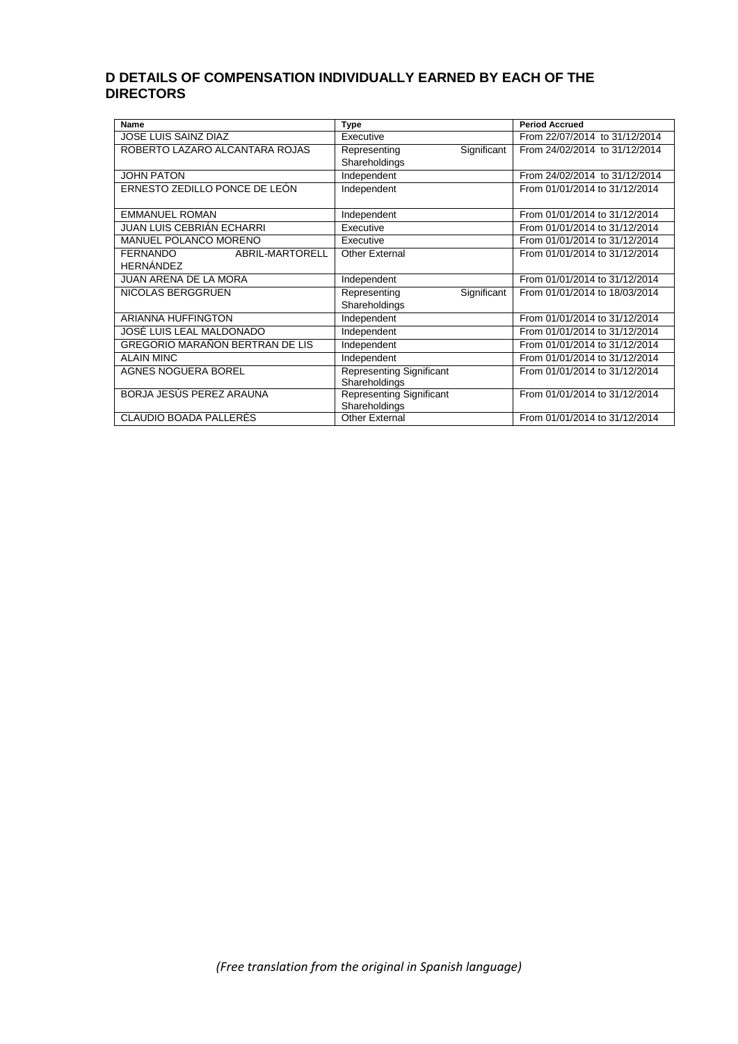## D DETAILS OF COMPENSATION INDIVIDUALLY EARNED BY EACH OF THE DIRECTORS

| Name | Type | Period Accrued |
|---|---|---|
| JOSE LUIS SAINZ DIAZ | Executive | From 22/07/2014 to 31/12/2014 |
| ROBERTO LAZARO ALCANTARA ROJAS | Representing Significant Shareholdings | From 24/02/2014 to 31/12/2014 |
| JOHN PATON | Independent | From 24/02/2014 to 31/12/2014 |
| ERNESTO ZEDILLO PONCE DE LEÓN | Independent | From 01/01/2014 to 31/12/2014 |
| EMMANUEL ROMAN | Independent | From 01/01/2014 to 31/12/2014 |
| JUAN LUIS CEBRIÁN ECHARRI | Executive | From 01/01/2014 to 31/12/2014 |
| MANUEL POLANCO MORENO | Executive | From 01/01/2014 to 31/12/2014 |
| FERNANDO ABRIL-MARTORELL HERNÁNDEZ | Other External | From 01/01/2014 to 31/12/2014 |
| JUAN ARENA DE LA MORA | Independent | From 01/01/2014 to 31/12/2014 |
| NICOLAS BERGGRUEN | Representing Significant Shareholdings | From 01/01/2014 to 18/03/2014 |
| ARIANNA HUFFINGTON | Independent | From 01/01/2014 to 31/12/2014 |
| JOSÉ LUIS LEAL MALDONADO | Independent | From 01/01/2014 to 31/12/2014 |
| GREGORIO MARAÑON BERTRAN DE LIS | Independent | From 01/01/2014 to 31/12/2014 |
| ALAIN MINC | Independent | From 01/01/2014 to 31/12/2014 |
| AGNES NOGUERA BOREL | Representing Significant Shareholdings | From 01/01/2014 to 31/12/2014 |
| BORJA JESÚS PEREZ ARAUNA | Representing Significant Shareholdings | From 01/01/2014 to 31/12/2014 |
| CLAUDIO BOADA PALLERÉS | Other External | From 01/01/2014 to 31/12/2014 |

*(Free translation from the original in Spanish language)*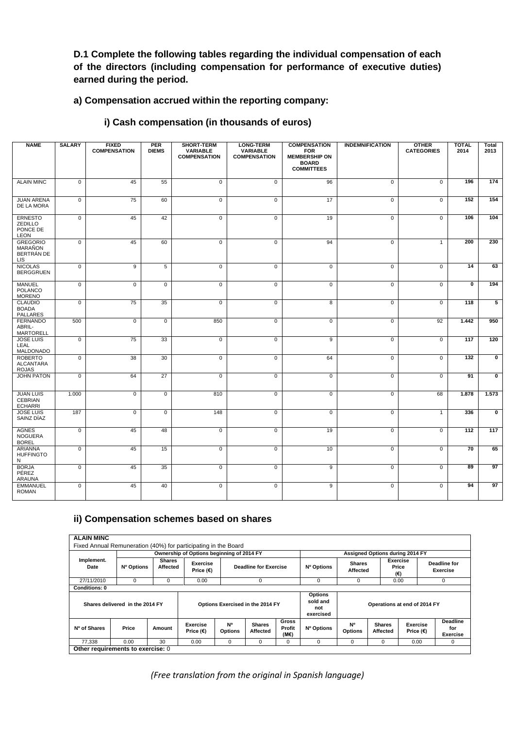**D.1 Complete the following tables regarding the individual compensation of each of the directors (including compensation for performance of executive duties) earned during the period.**

**a) Compensation accrued within the reporting company:**

**i) Cash compensation (in thousands of euros)**

| NAME | SALARY | FIXED COMPENSATION | PER DIEMS | SHORT-TERM VARIABLE COMPENSATION | LONG-TERM VARIABLE COMPENSATION | COMPENSATION FOR MEMBERSHIP ON BOARD COMMITTEES | INDEMNIFICATION | OTHER CATEGORIES | TOTAL 2014 | Total 2013 |
|---|---|---|---|---|---|---|---|---|---|---|
| ALAIN MINC | 0 | 45 | 55 | 0 | 0 | 96 | 0 | 0 | 196 | 174 |
| JUAN ARENA DE LA MORA | 0 | 75 | 60 | 0 | 0 | 17 | 0 | 0 | 152 | 154 |
| ERNESTO ZEDILLO PONCE DE LEON | 0 | 45 | 42 | 0 | 0 | 19 | 0 | 0 | 106 | 104 |
| GREGORIO MARAÑON BERTRÁN DE LIS | 0 | 45 | 60 | 0 | 0 | 94 | 0 | 1 | 200 | 230 |
| NICOLAS BERGGRUEN | 0 | 9 | 5 | 0 | 0 | 0 | 0 | 0 | 14 | 63 |
| MANUEL POLANCO MORENO | 0 | 0 | 0 | 0 | 0 | 0 | 0 | 0 | 0 | 194 |
| CLAUDIO BOADA PALLARES | 0 | 75 | 35 | 0 | 0 | 8 | 0 | 0 | 118 | 5 |
| FERNANDO ABRIL-MARTORELL | 500 | 0 | 0 | 850 | 0 | 0 | 0 | 92 | 1.442 | 950 |
| JOSE LUIS LEAL MALDONADO | 0 | 75 | 33 | 0 | 0 | 9 | 0 | 0 | 117 | 120 |
| ROBERTO ALCANTARA ROJAS | 0 | 38 | 30 | 0 | 0 | 64 | 0 | 0 | 132 | 0 |
| JOHN PATON | 0 | 64 | 27 | 0 | 0 | 0 | 0 | 0 | 91 | 0 |
| JUAN LUIS CEBRIAN ECHARRI | 1.000 | 0 | 0 | 810 | 0 | 0 | 0 | 68 | 1.878 | 1.573 |
| JOSE LUIS SAINZ DÍAZ | 187 | 0 | 0 | 148 | 0 | 0 | 0 | 1 | 336 | 0 |
| AGNES NOGUERA BOREL | 0 | 45 | 48 | 0 | 0 | 19 | 0 | 0 | 112 | 117 |
| ARIANNA HUFFINGTON | 0 | 45 | 15 | 0 | 0 | 10 | 0 | 0 | 70 | 65 |
| BORJA PÉREZ ARAUNA | 0 | 45 | 35 | 0 | 0 | 9 | 0 | 0 | 89 | 97 |
| EMMANUEL ROMAN | 0 | 45 | 40 | 0 | 0 | 9 | 0 | 0 | 94 | 97 |

**ii) Compensation schemes based on shares**

**ALAIN MINC**

Fixed Annual Remuneration (40%) for participating in the Board

| Implement. Date | Ownership of Options beginning of 2014 FY | | | | Assigned Options during 2014 FY | | | |
|---|---|---|---|---|---|---|---|---|
| | Nº Options | Shares Affected | Exercise Price (€) | Deadline for Exercise | Nº Options | Shares Affected | Exercise Price (€) | Deadline for Exercise |
| 27/11/2010 | 0 | 0 | 0.00 | 0 | 0 | 0 | 0.00 | 0 |

Conditions: 0

| Shares delivered in the 2014 FY | | | Options Exercised in the 2014 FY | | | | Options sold and not exercised | Operations at end of 2014 FY | | | |
|---|---|---|---|---|---|---|---|---|---|---|---|
| Nº of Shares | Price | Amount | Exercise Price (€) | Nª Options | Shares Affected | Gross Profit (M€) | Nº Options | Nº Options | Shares Affected | Exercise Price (€) | Deadline for Exercise |
| 77,338 | 0.00 | 30 | 0.00 | 0 | 0 | 0 | 0 | 0 | 0 | 0.00 | 0 |

Other requirements to exercise: 0

*(Free translation from the original in Spanish language)*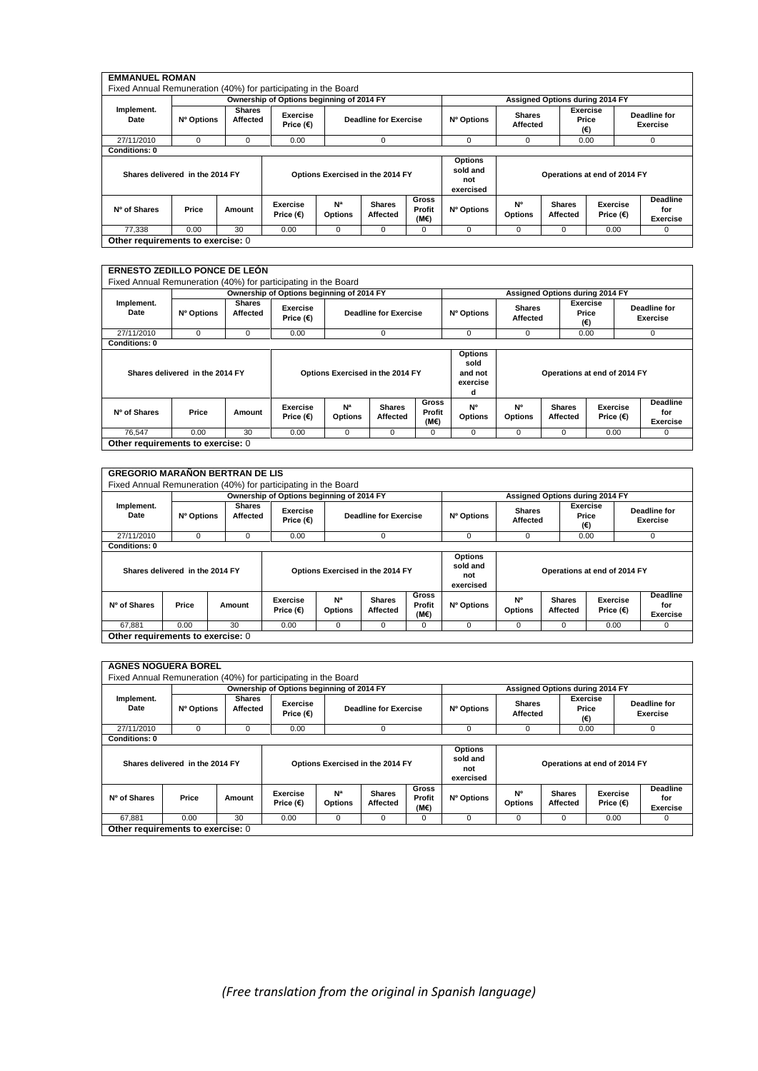## EMMANUEL ROMAN

Fixed Annual Remuneration (40%) for participating in the Board

| Implement. Date | Ownership of Options beginning of 2014 FY | | | | Assigned Options during 2014 FY | | | |
|---|---|---|---|---|---|---|---|---|
| | Nº Options | Shares Affected | Exercise Price (€) | Deadline for Exercise | Nº Options | Shares Affected | Exercise Price (€) | Deadline for Exercise |
| 27/11/2010 | 0 | 0 | 0.00 | 0 | 0 | 0 | 0.00 | 0 |

**Conditions: 0**

| Shares delivered in the 2014 FY | | | Options Exercised in the 2014 FY | | | | Options sold and not exercised | Operations at end of 2014 FY | | | |
|---|---|---|---|---|---|---|---|---|---|---|---|
| Nº of Shares | Price | Amount | Exercise Price (€) | Nª Options | Shares Affected | Gross Profit (M€) | Nº Options | Nº Options | Shares Affected | Exercise Price (€) | Deadline for Exercise |
| 77,338 | 0.00 | 30 | 0.00 | 0 | 0 | 0 | 0 | 0 | 0 | 0.00 | 0 |

**Other requirements to exercise:** 0

## ERNESTO ZEDILLO PONCE DE LEÓN

Fixed Annual Remuneration (40%) for participating in the Board

| Implement. Date | Ownership of Options beginning of 2014 FY | | | | Assigned Options during 2014 FY | | | |
|---|---|---|---|---|---|---|---|---|
| | Nº Options | Shares Affected | Exercise Price (€) | Deadline for Exercise | Nº Options | Shares Affected | Exercise Price (€) | Deadline for Exercise |
| 27/11/2010 | 0 | 0 | 0.00 | 0 | 0 | 0 | 0.00 | 0 |

**Conditions: 0**

| Shares delivered in the 2014 FY | | | Options Exercised in the 2014 FY | | | | Options sold and not exercised | Operations at end of 2014 FY | | | |
|---|---|---|---|---|---|---|---|---|---|---|---|
| Nº of Shares | Price | Amount | Exercise Price (€) | Nª Options | Shares Affected | Gross Profit (M€) | Nº Options | Nº Options | Shares Affected | Exercise Price (€) | Deadline for Exercise |
| 76,547 | 0.00 | 30 | 0.00 | 0 | 0 | 0 | 0 | 0 | 0 | 0.00 | 0 |

**Other requirements to exercise:** 0

## GREGORIO MARAÑON BERTRAN DE LIS

Fixed Annual Remuneration (40%) for participating in the Board

| Implement. Date | Ownership of Options beginning of 2014 FY | | | | Assigned Options during 2014 FY | | | |
|---|---|---|---|---|---|---|---|---|
| | Nº Options | Shares Affected | Exercise Price (€) | Deadline for Exercise | Nº Options | Shares Affected | Exercise Price (€) | Deadline for Exercise |
| 27/11/2010 | 0 | 0 | 0.00 | 0 | 0 | 0 | 0.00 | 0 |

**Conditions: 0**

| Shares delivered in the 2014 FY | | | Options Exercised in the 2014 FY | | | | Options sold and not exercised | Operations at end of 2014 FY | | | |
|---|---|---|---|---|---|---|---|---|---|---|---|
| Nº of Shares | Price | Amount | Exercise Price (€) | Nª Options | Shares Affected | Gross Profit (M€) | Nº Options | Nº Options | Shares Affected | Exercise Price (€) | Deadline for Exercise |
| 67,881 | 0.00 | 30 | 0.00 | 0 | 0 | 0 | 0 | 0 | 0 | 0.00 | 0 |

**Other requirements to exercise:** 0

## AGNES NOGUERA BOREL

Fixed Annual Remuneration (40%) for participating in the Board

| Implement. Date | Ownership of Options beginning of 2014 FY | | | | Assigned Options during 2014 FY | | | |
|---|---|---|---|---|---|---|---|---|
| | Nº Options | Shares Affected | Exercise Price (€) | Deadline for Exercise | Nº Options | Shares Affected | Exercise Price (€) | Deadline for Exercise |
| 27/11/2010 | 0 | 0 | 0.00 | 0 | 0 | 0 | 0.00 | 0 |

**Conditions: 0**

| Shares delivered in the 2014 FY | | | Options Exercised in the 2014 FY | | | | Options sold and not exercised | Operations at end of 2014 FY | | | |
|---|---|---|---|---|---|---|---|---|---|---|---|
| Nº of Shares | Price | Amount | Exercise Price (€) | Nª Options | Shares Affected | Gross Profit (M€) | Nº Options | Nº Options | Shares Affected | Exercise Price (€) | Deadline for Exercise |
| 67,881 | 0.00 | 30 | 0.00 | 0 | 0 | 0 | 0 | 0 | 0 | 0.00 | 0 |

**Other requirements to exercise:** 0

*(Free translation from the original in Spanish language)*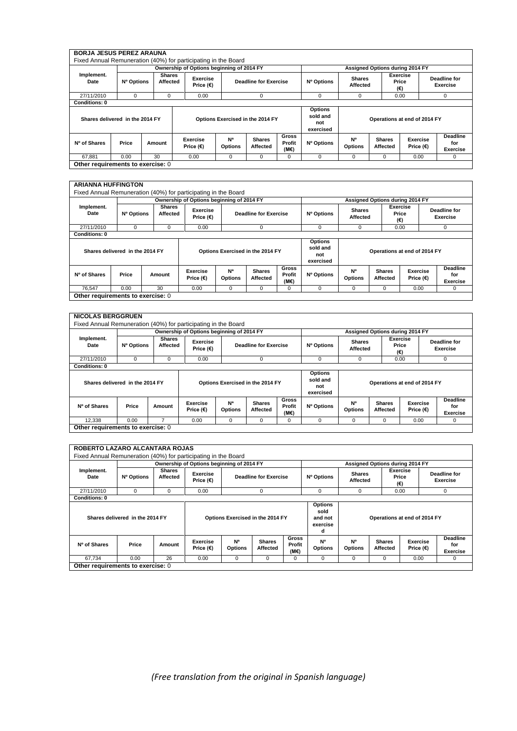**BORJA JESUS PEREZ ARAUNA**

Fixed Annual Remuneration (40%) for participating in the Board

| Implement. Date | Ownership of Options beginning of 2014 FY | | | | Assigned Options during 2014 FY | | | |
|---|---|---|---|---|---|---|---|---|
| | Nº Options | Shares Affected | Exercise Price (€) | Deadline for Exercise | Nº Options | Shares Affected | Exercise Price (€) | Deadline for Exercise |
| 27/11/2010 | 0 | 0 | 0.00 | 0 | 0 | 0 | 0.00 | 0 |

**Conditions: 0**

| Shares delivered in the 2014 FY | | | Options Exercised in the 2014 FY | | | | Options sold and not exercised | Operations at end of 2014 FY | | | |
|---|---|---|---|---|---|---|---|---|---|---|---|
| Nº of Shares | Price | Amount | Exercise Price (€) | Nª Options | Shares Affected | Gross Profit (M€) | Nº Options | Nº Options | Shares Affected | Exercise Price (€) | Deadline for Exercise |
| 67,881 | 0.00 | 30 | 0.00 | 0 | 0 | 0 | 0 | 0 | 0 | 0.00 | 0 |

**Other requirements to exercise:** 0

**ARIANNA HUFFINGTON**

Fixed Annual Remuneration (40%) for participating in the Board

| Implement. Date | Ownership of Options beginning of 2014 FY | | | | Assigned Options during 2014 FY | | | |
|---|---|---|---|---|---|---|---|---|
| | Nº Options | Shares Affected | Exercise Price (€) | Deadline for Exercise | Nº Options | Shares Affected | Exercise Price (€) | Deadline for Exercise |
| 27/11/2010 | 0 | 0 | 0.00 | 0 | 0 | 0 | 0.00 | 0 |

**Conditions: 0**

| Shares delivered in the 2014 FY | | | Options Exercised in the 2014 FY | | | | Options sold and not exercised | Operations at end of 2014 FY | | | |
|---|---|---|---|---|---|---|---|---|---|---|---|
| Nº of Shares | Price | Amount | Exercise Price (€) | Nª Options | Shares Affected | Gross Profit (M€) | Nº Options | Nº Options | Shares Affected | Exercise Price (€) | Deadline for Exercise |
| 76,547 | 0.00 | 30 | 0.00 | 0 | 0 | 0 | 0 | 0 | 0 | 0.00 | 0 |

**Other requirements to exercise:** 0

**NICOLAS BERGGRUEN**

Fixed Annual Remuneration (40%) for participating in the Board

| Implement. Date | Ownership of Options beginning of 2014 FY | | | | Assigned Options during 2014 FY | | | |
|---|---|---|---|---|---|---|---|---|
| | Nº Options | Shares Affected | Exercise Price (€) | Deadline for Exercise | Nº Options | Shares Affected | Exercise Price (€) | Deadline for Exercise |
| 27/11/2010 | 0 | 0 | 0.00 | 0 | 0 | 0 | 0.00 | 0 |

**Conditions: 0**

| Shares delivered in the 2014 FY | | | Options Exercised in the 2014 FY | | | | Options sold and not exercised | Operations at end of 2014 FY | | | |
|---|---|---|---|---|---|---|---|---|---|---|---|
| Nº of Shares | Price | Amount | Exercise Price (€) | Nª Options | Shares Affected | Gross Profit (M€) | Nº Options | Nº Options | Shares Affected | Exercise Price (€) | Deadline for Exercise |
| 12,338 | 0.00 | 7 | 0.00 | 0 | 0 | 0 | 0 | 0 | 0 | 0.00 | 0 |

**Other requirements to exercise:** 0

**ROBERTO LAZARO ALCANTARA ROJAS**

Fixed Annual Remuneration (40%) for participating in the Board

| Implement. Date | Ownership of Options beginning of 2014 FY | | | | Assigned Options during 2014 FY | | | |
|---|---|---|---|---|---|---|---|---|
| | Nº Options | Shares Affected | Exercise Price (€) | Deadline for Exercise | Nº Options | Shares Affected | Exercise Price (€) | Deadline for Exercise |
| 27/11/2010 | 0 | 0 | 0.00 | 0 | 0 | 0 | 0.00 | 0 |

**Conditions: 0**

| Shares delivered in the 2014 FY | | | Options Exercised in the 2014 FY | | | | Options sold and not exercised | Operations at end of 2014 FY | | | |
|---|---|---|---|---|---|---|---|---|---|---|---|
| Nº of Shares | Price | Amount | Exercise Price (€) | Nª Options | Shares Affected | Gross Profit (M€) | Nº Options | Nº Options | Shares Affected | Exercise Price (€) | Deadline for Exercise |
| 67,734 | 0.00 | 26 | 0.00 | 0 | 0 | 0 | 0 | 0 | 0 | 0.00 | 0 |

**Other requirements to exercise:** 0

*(Free translation from the original in Spanish language)*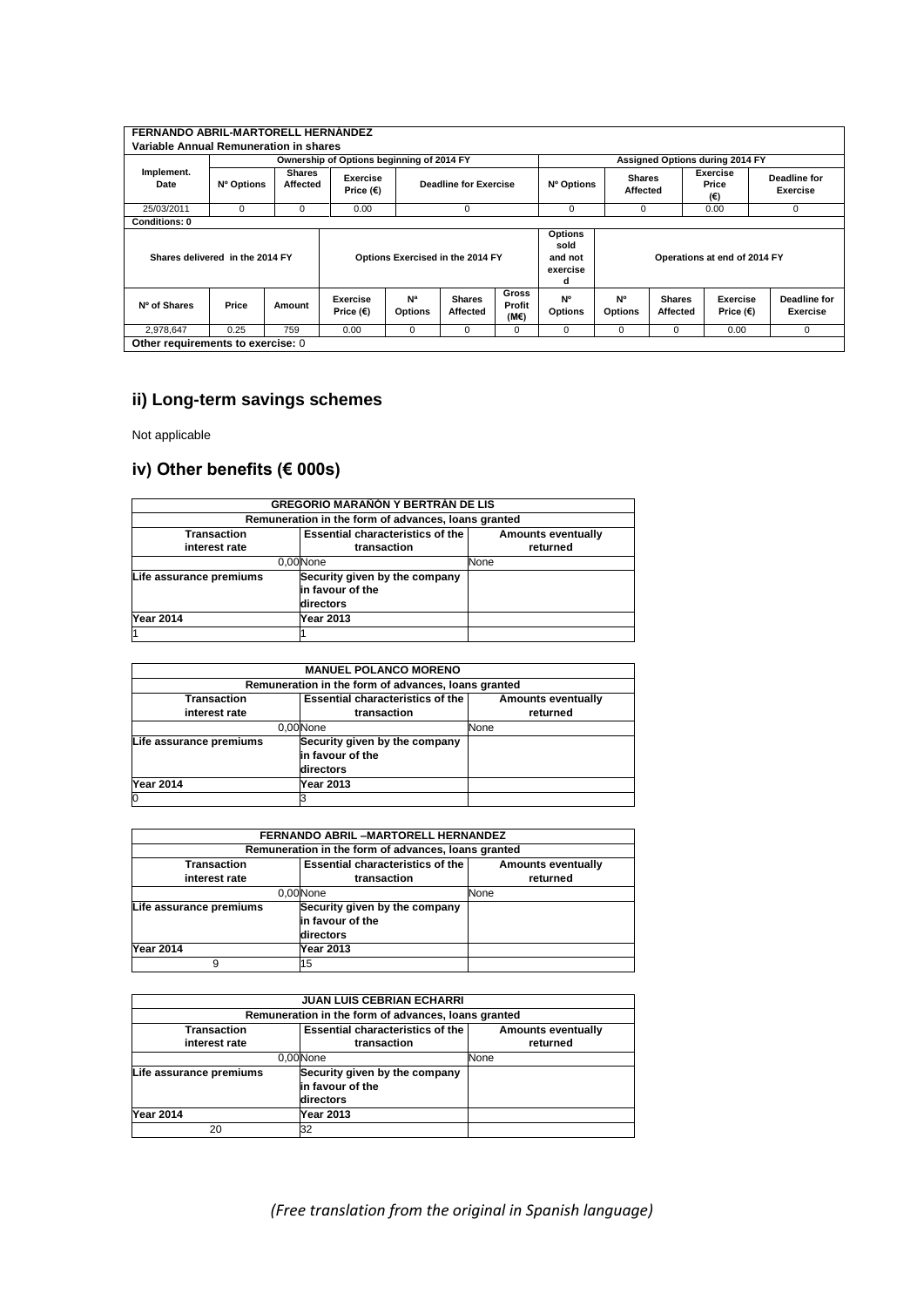| FERNANDO ABRIL-MARTORELL HERNÁNDEZ | | | | | | | | | | | |
|---|---|---|---|---|---|---|---|---|---|---|---|
| Variable Annual Remuneration in shares | | | | | | | | | | | |
| | Ownership of Options beginning of 2014 FY | | | | | | Assigned Options during 2014 FY | | | | |
| Implement. Date | Nº Options | Shares Affected | Exercise Price (€) | Deadline for Exercise | | | Nº Options | Shares Affected | | Exercise Price (€) | Deadline for Exercise |
| 25/03/2011 | 0 | 0 | 0.00 | 0 | | | 0 | 0 | | 0.00 | 0 |
| Conditions: 0 | | | | | | | | | | | |
| Shares delivered in the 2014 FY | | | Options Exercised in the 2014 FY | | | | Options sold and not exercised | Operations at end of 2014 FY | | | |
| Nº of Shares | Price | Amount | Exercise Price (€) | Nª Options | Shares Affected | Gross Profit (M€) | Nº Options | Nº Options | Shares Affected | Exercise Price (€) | Deadline for Exercise |
| 2,978,647 | 0.25 | 759 | 0.00 | 0 | 0 | 0 | 0 | 0 | 0 | 0.00 | 0 |
| Other requirements to exercise: 0 | | | | | | | | | | | |

## ii) Long-term savings schemes

Not applicable

## iv) Other benefits (€ 000s)

| GREGORIO MARAÑÓN Y BERTRÁN DE LIS | | |
|---|---|---|
| Remuneration in the form of advances, loans granted | | |
| Transaction interest rate | Essential characteristics of the transaction | Amounts eventually returned |
| 0,00 | None | None |
| Life assurance premiums | Security given by the company in favour of the directors | |
| Year 2014 | Year 2013 | |
| 1 | 1 | |

| MANUEL POLANCO MORENO | | |
|---|---|---|
| Remuneration in the form of advances, loans granted | | |
| Transaction interest rate | Essential characteristics of the transaction | Amounts eventually returned |
| 0,00 | None | None |
| Life assurance premiums | Security given by the company in favour of the directors | |
| Year 2014 | Year 2013 | |
| 0 | 3 | |

| FERNANDO ABRIL –MARTORELL HERNANDEZ | | |
|---|---|---|
| Remuneration in the form of advances, loans granted | | |
| Transaction interest rate | Essential characteristics of the transaction | Amounts eventually returned |
| 0,00 | None | None |
| Life assurance premiums | Security given by the company in favour of the directors | |
| Year 2014 | Year 2013 | |
| 9 | 15 | |

| JUAN LUIS CEBRIAN ECHARRI | | |
|---|---|---|
| Remuneration in the form of advances, loans granted | | |
| Transaction interest rate | Essential characteristics of the transaction | Amounts eventually returned |
| 0,00 | None | None |
| Life assurance premiums | Security given by the company in favour of the directors | |
| Year 2014 | Year 2013 | |
| 20 | 32 | |

*(Free translation from the original in Spanish language)*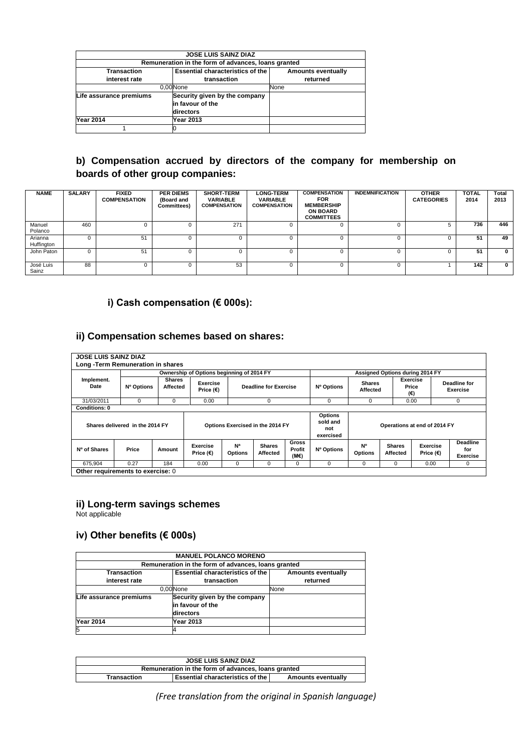| JOSE LUIS SAINZ DIAZ | | |
|---|---|---|
| Remuneration in the form of advances, loans granted | | |
| Transaction interest rate | Essential characteristics of the transaction | Amounts eventually returned |
| 0,00 | None | None |
| Life assurance premiums | Security given by the company in favour of the directors | |
| Year 2014 | Year 2013 | |
| 1 | 0 | |

## b) Compensation accrued by directors of the company for membership on boards of other group companies:

| NAME | SALARY | FIXED COMPENSATION | PER DIEMS (Board and Committees) | SHORT-TERM VARIABLE COMPENSATION | LONG-TERM VARIABLE COMPENSATION | COMPENSATION FOR MEMBERSHIP ON BOARD COMMITTEES | INDEMNIFICATION | OTHER CATEGORIES | TOTAL 2014 | Total 2013 |
|---|---|---|---|---|---|---|---|---|---|---|
| Manuel Polanco | 460 | 0 | 0 | 271 | 0 | 0 | 0 | 5 | 736 | 446 |
| Arianna Huffington | 0 | 51 | 0 | 0 | 0 | 0 | 0 | 0 | 51 | 49 |
| John Paton | 0 | 51 | 0 | 0 | 0 | 0 | 0 | 0 | 51 | 0 |
| José Luis Sainz | 88 | 0 | 0 | 53 | 0 | 0 | 0 | 1 | 142 | 0 |

### i) Cash compensation (€ 000s):

### ii) Compensation schemes based on shares:

| JOSE LUIS SAINZ DIAZ Long -Term Remuneration in shares | | | | | | | | | | | |
|---|---|---|---|---|---|---|---|---|---|---|---|
| Implement. Date | Ownership of Options beginning of 2014 FY | | | | | | Assigned Options during 2014 FY | | | | |
| | Nº Options | Shares Affected | Exercise Price (€) | Deadline for Exercise | | | Nº Options | Shares Affected | Exercise Price (€) | Deadline for Exercise | |
| 31/03/2011 | 0 | 0 | 0.00 | 0 | | | 0 | 0 | 0.00 | 0 | |
| Conditions: 0 | | | | | | | | | | | |
| Shares delivered in the 2014 FY | | | Options Exercised in the 2014 FY | | | | Options sold and not exercised | Operations at end of 2014 FY | | | |
| Nº of Shares | Price | Amount | Exercise Price (€) | Nª Options | Shares Affected | Gross Profit (M€) | Nº Options | Nº Options | Shares Affected | Exercise Price (€) | Deadline for Exercise |
| 675,904 | 0.27 | 184 | 0.00 | 0 | 0 | 0 | 0 | 0 | 0 | 0.00 | 0 |
| Other requirements to exercise: 0 | | | | | | | | | | | |

### ii) Long-term savings schemes

Not applicable

### iv) Other benefits (€ 000s)

| MANUEL POLANCO MORENO | | |
|---|---|---|
| Remuneration in the form of advances, loans granted | | |
| Transaction interest rate | Essential characteristics of the transaction | Amounts eventually returned |
| 0,00 | None | None |
| Life assurance premiums | Security given by the company in favour of the directors | |
| Year 2014 | Year 2013 | |
| 5 | 4 | |

| JOSE LUIS SAINZ DIAZ | | |
|---|---|---|
| Remuneration in the form of advances, loans granted | | |
| Transaction | Essential characteristics of the | Amounts eventually |

*(Free translation from the original in Spanish language)*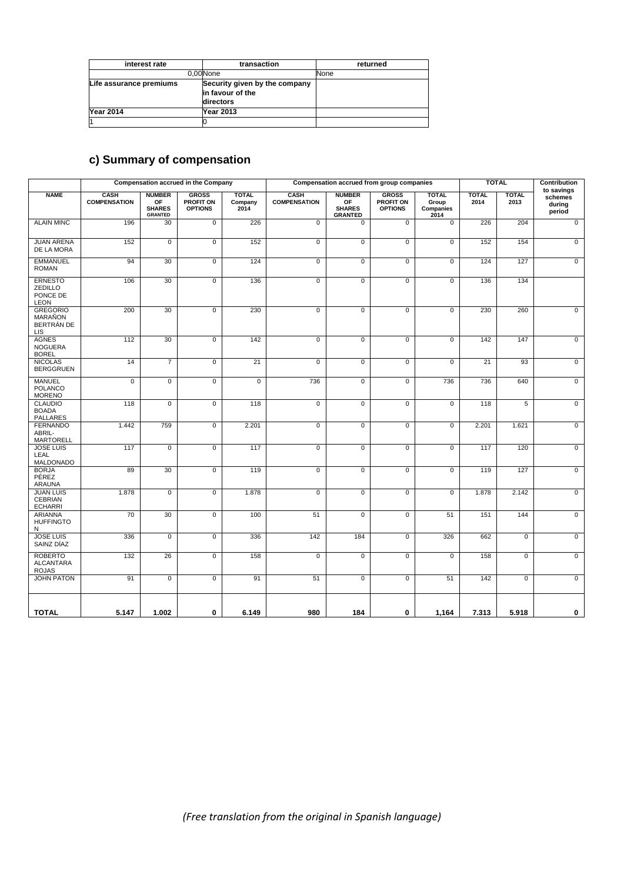| interest rate | transaction | returned |
|---|---|---|
| 0,00 | None | None |
| Life assurance premiums | Security given by the company in favour of the directors | |
| Year 2014 | Year 2013 | |
| 1 | 0 | |

## c) Summary of compensation

| | Compensation accrued in the Company | | | | Compensation accrued from group companies | | | | TOTAL | | Contribution to savings schemes during period |
|---|---|---|---|---|---|---|---|---|---|---|---|
| NAME | CASH COMPENSATION | NUMBER OF SHARES GRANTED | GROSS PROFIT ON OPTIONS | TOTAL Company 2014 | CASH COMPENSATION | NUMBER OF SHARES GRANTED | GROSS PROFIT ON OPTIONS | TOTAL Group Companies 2014 | TOTAL 2014 | TOTAL 2013 | |
| ALAIN MINC | 196 | 30 | 0 | 226 | 0 | 0 | 0 | 0 | 226 | 204 | 0 |
| JUAN ARENA DE LA MORA | 152 | 0 | 0 | 152 | 0 | 0 | 0 | 0 | 152 | 154 | 0 |
| EMMANUEL ROMAN | 94 | 30 | 0 | 124 | 0 | 0 | 0 | 0 | 124 | 127 | 0 |
| ERNESTO ZEDILLO PONCE DE LEON | 106 | 30 | 0 | 136 | 0 | 0 | 0 | 0 | 136 | 134 | |
| GREGORIO MARAÑON BERTRÁN DE LIS | 200 | 30 | 0 | 230 | 0 | 0 | 0 | 0 | 230 | 260 | 0 |
| AGNES NOGUERA BOREL | 112 | 30 | 0 | 142 | 0 | 0 | 0 | 0 | 142 | 147 | 0 |
| NICOLAS BERGGRUEN | 14 | 7 | 0 | 21 | 0 | 0 | 0 | 0 | 21 | 93 | 0 |
| MANUEL POLANCO MORENO | 0 | 0 | 0 | 0 | 736 | 0 | 0 | 736 | 736 | 640 | 0 |
| CLAUDIO BOADA PALLARES | 118 | 0 | 0 | 118 | 0 | 0 | 0 | 0 | 118 | 5 | 0 |
| FERNANDO ABRIL-MARTORELL | 1.442 | 759 | 0 | 2.201 | 0 | 0 | 0 | 0 | 2.201 | 1.621 | 0 |
| JOSE LUIS LEAL MALDONADO | 117 | 0 | 0 | 117 | 0 | 0 | 0 | 0 | 117 | 120 | 0 |
| BORJA PÉREZ ARAUNA | 89 | 30 | 0 | 119 | 0 | 0 | 0 | 0 | 119 | 127 | 0 |
| JUAN LUIS CEBRIAN ECHARRI | 1.878 | 0 | 0 | 1.878 | 0 | 0 | 0 | 0 | 1.878 | 2.142 | 0 |
| ARIANNA HUFFINGTON | 70 | 30 | 0 | 100 | 51 | 0 | 0 | 51 | 151 | 144 | 0 |
| JOSE LUIS SAINZ DÍAZ | 336 | 0 | 0 | 336 | 142 | 184 | 0 | 326 | 662 | 0 | 0 |
| ROBERTO ALCANTARA ROJAS | 132 | 26 | 0 | 158 | 0 | 0 | 0 | 0 | 158 | 0 | 0 |
| JOHN PATON | 91 | 0 | 0 | 91 | 51 | 0 | 0 | 51 | 142 | 0 | 0 |
| **TOTAL** | **5.147** | **1.002** | **0** | **6.149** | **980** | **184** | **0** | **1,164** | **7.313** | **5.918** | **0** |

*(Free translation from the original in Spanish language)*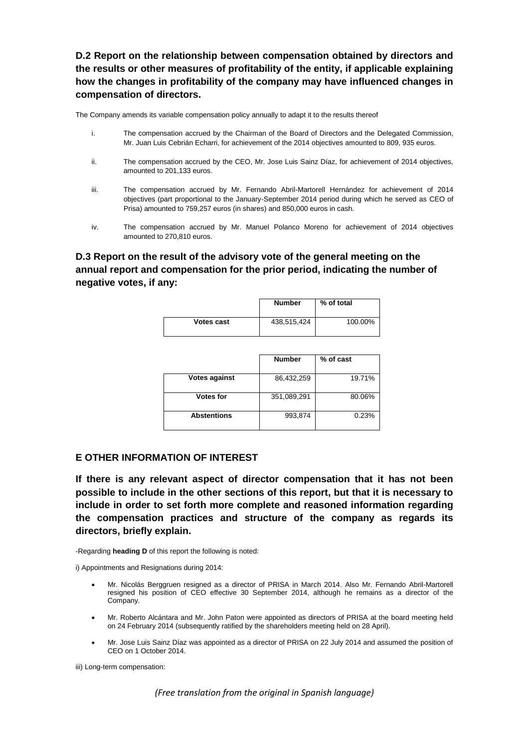## D.2 Report on the relationship between compensation obtained by directors and the results or other measures of profitability of the entity, if applicable explaining how the changes in profitability of the company may have influenced changes in compensation of directors.

The Company amends its variable compensation policy annually to adapt it to the results thereof

i. The compensation accrued by the Chairman of the Board of Directors and the Delegated Commission, Mr. Juan Luis Cebrián Echarri, for achievement of the 2014 objectives amounted to 809, 935 euros.

ii. The compensation accrued by the CEO, Mr. Jose Luis Sainz Díaz, for achievement of 2014 objectives, amounted to 201,133 euros.

iii. The compensation accrued by Mr. Fernando Abril-Martorell Hernández for achievement of 2014 objectives (part proportional to the January-September 2014 period during which he served as CEO of Prisa) amounted to 759,257 euros (in shares) and 850,000 euros in cash.

iv. The compensation accrued by Mr. Manuel Polanco Moreno for achievement of 2014 objectives amounted to 270,810 euros.

## D.3 Report on the result of the advisory vote of the general meeting on the annual report and compensation for the prior period, indicating the number of negative votes, if any:

| | Number | % of total |
|---|---|---|
| **Votes cast** | 438,515,424 | 100.00% |

| | Number | % of cast |
|---|---|---|
| **Votes against** | 86,432,259 | 19.71% |
| **Votes for** | 351,089,291 | 80.06% |
| **Abstentions** | 993,874 | 0.23% |

## E OTHER INFORMATION OF INTEREST

**If there is any relevant aspect of director compensation that it has not been possible to include in the other sections of this report, but that it is necessary to include in order to set forth more complete and reasoned information regarding the compensation practices and structure of the company as regards its directors, briefly explain.**

-Regarding **heading D** of this report the following is noted:

i) Appointments and Resignations during 2014:

- Mr. Nicolás Berggruen resigned as a director of PRISA in March 2014. Also Mr. Fernando Abril-Martorell resigned his position of CEO effective 30 September 2014, although he remains as a director of the Company.
- Mr. Roberto Alcántara and Mr. John Paton were appointed as directors of PRISA at the board meeting held on 24 February 2014 (subsequently ratified by the shareholders meeting held on 28 April).
- Mr. Jose Luis Sainz Díaz was appointed as a director of PRISA on 22 July 2014 and assumed the position of CEO on 1 October 2014.

iii) Long-term compensation:

*(Free translation from the original in Spanish language)*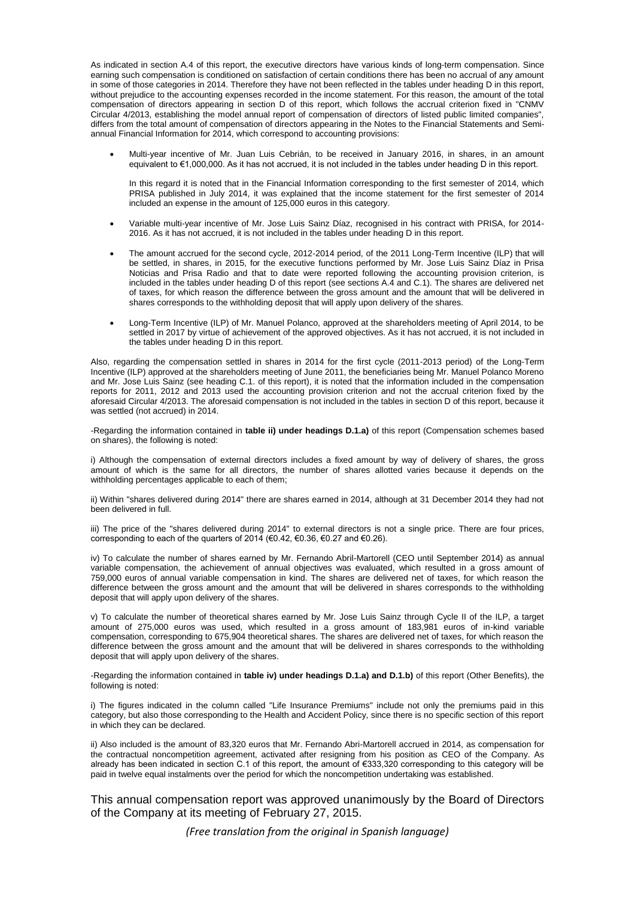As indicated in section A.4 of this report, the executive directors have various kinds of long-term compensation. Since earning such compensation is conditioned on satisfaction of certain conditions there has been no accrual of any amount in some of those categories in 2014. Therefore they have not been reflected in the tables under heading D in this report, without prejudice to the accounting expenses recorded in the income statement. For this reason, the amount of the total compensation of directors appearing in section D of this report, which follows the accrual criterion fixed in "CNMV Circular 4/2013, establishing the model annual report of compensation of directors of listed public limited companies", differs from the total amount of compensation of directors appearing in the Notes to the Financial Statements and Semi-annual Financial Information for 2014, which correspond to accounting provisions:

- Multi-year incentive of Mr. Juan Luis Cebrián, to be received in January 2016, in shares, in an amount equivalent to €1,000,000. As it has not accrued, it is not included in the tables under heading D in this report.

  In this regard it is noted that in the Financial Information corresponding to the first semester of 2014, which PRISA published in July 2014, it was explained that the income statement for the first semester of 2014 included an expense in the amount of 125,000 euros in this category.

- Variable multi-year incentive of Mr. Jose Luis Sainz Díaz, recognised in his contract with PRISA, for 2014-2016. As it has not accrued, it is not included in the tables under heading D in this report.

- The amount accrued for the second cycle, 2012-2014 period, of the 2011 Long-Term Incentive (ILP) that will be settled, in shares, in 2015, for the executive functions performed by Mr. Jose Luis Sainz Díaz in Prisa Noticias and Prisa Radio and that to date were reported following the accounting provision criterion, is included in the tables under heading D of this report (see sections A.4 and C.1). The shares are delivered net of taxes, for which reason the difference between the gross amount and the amount that will be delivered in shares corresponds to the withholding deposit that will apply upon delivery of the shares.

- Long-Term Incentive (ILP) of Mr. Manuel Polanco, approved at the shareholders meeting of April 2014, to be settled in 2017 by virtue of achievement of the approved objectives. As it has not accrued, it is not included in the tables under heading D in this report.

Also, regarding the compensation settled in shares in 2014 for the first cycle (2011-2013 period) of the Long-Term Incentive (ILP) approved at the shareholders meeting of June 2011, the beneficiaries being Mr. Manuel Polanco Moreno and Mr. Jose Luis Sainz (see heading C.1. of this report), it is noted that the information included in the compensation reports for 2011, 2012 and 2013 used the accounting provision criterion and not the accrual criterion fixed by the aforesaid Circular 4/2013. The aforesaid compensation is not included in the tables in section D of this report, because it was settled (not accrued) in 2014.

-Regarding the information contained in **table ii) under headings D.1.a)** of this report (Compensation schemes based on shares), the following is noted:

i) Although the compensation of external directors includes a fixed amount by way of delivery of shares, the gross amount of which is the same for all directors, the number of shares allotted varies because it depends on the withholding percentages applicable to each of them;

ii) Within "shares delivered during 2014" there are shares earned in 2014, although at 31 December 2014 they had not been delivered in full.

iii) The price of the "shares delivered during 2014" to external directors is not a single price. There are four prices, corresponding to each of the quarters of 2014 (€0.42, €0.36, €0.27 and €0.26).

iv) To calculate the number of shares earned by Mr. Fernando Abril-Martorell (CEO until September 2014) as annual variable compensation, the achievement of annual objectives was evaluated, which resulted in a gross amount of 759,000 euros of annual variable compensation in kind. The shares are delivered net of taxes, for which reason the difference between the gross amount and the amount that will be delivered in shares corresponds to the withholding deposit that will apply upon delivery of the shares.

v) To calculate the number of theoretical shares earned by Mr. Jose Luis Sainz through Cycle II of the ILP, a target amount of 275,000 euros was used, which resulted in a gross amount of 183,981 euros of in-kind variable compensation, corresponding to 675,904 theoretical shares. The shares are delivered net of taxes, for which reason the difference between the gross amount and the amount that will be delivered in shares corresponds to the withholding deposit that will apply upon delivery of the shares.

-Regarding the information contained in **table iv) under headings D.1.a) and D.1.b)** of this report (Other Benefits), the following is noted:

i) The figures indicated in the column called "Life Insurance Premiums" include not only the premiums paid in this category, but also those corresponding to the Health and Accident Policy, since there is no specific section of this report in which they can be declared.

ii) Also included is the amount of 83,320 euros that Mr. Fernando Abri-Martorell accrued in 2014, as compensation for the contractual noncompetition agreement, activated after resigning from his position as CEO of the Company. As already has been indicated in section C.1 of this report, the amount of €333,320 corresponding to this category will be paid in twelve equal instalments over the period for which the noncompetition undertaking was established.

This annual compensation report was approved unanimously by the Board of Directors of the Company at its meeting of February 27, 2015.

*(Free translation from the original in Spanish language)*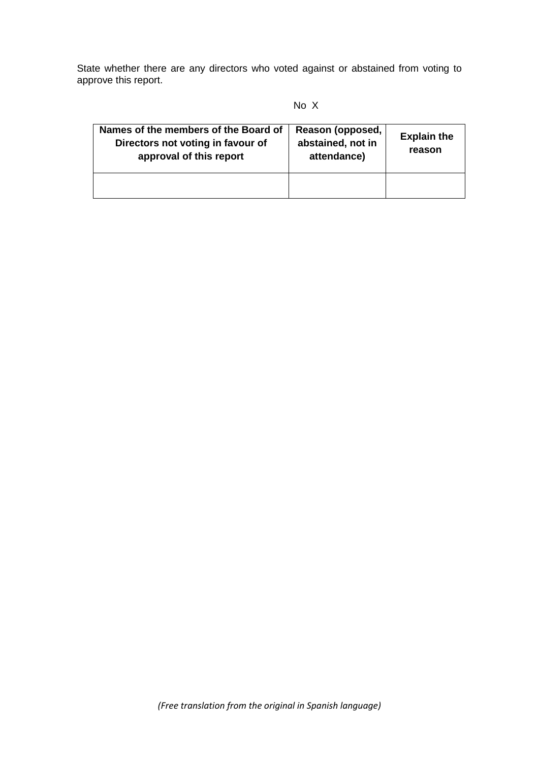State whether there are any directors who voted against or abstained from voting to approve this report.

No X

| Names of the members of the Board of Directors not voting in favour of approval of this report | Reason (opposed, abstained, not in attendance) | Explain the reason |
|---|---|---|
| | | |

*(Free translation from the original in Spanish language)*